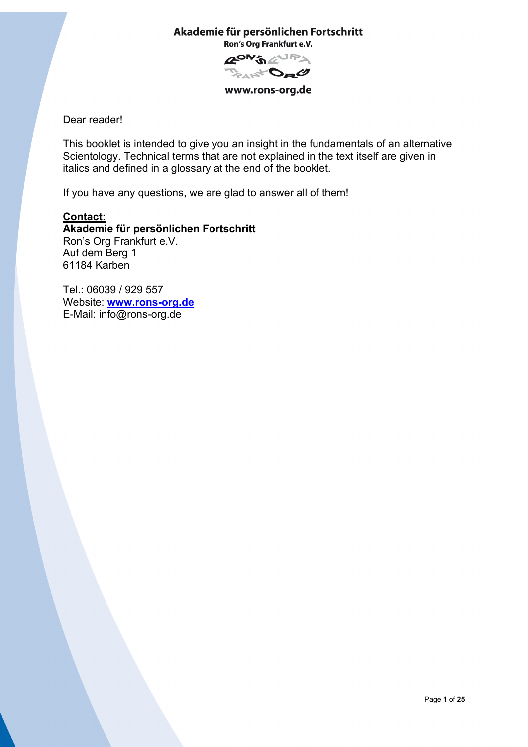**Akademie für persönlichen Fortschritt**
**Ron's Org Frankfurt e.V.**

**www.rons-org.de**

Dear reader!

This booklet is intended to give you an insight in the fundamentals of an alternative Scientology. Technical terms that are not explained in the text itself are given in italics and defined in a glossary at the end of the booklet.

If you have any questions, we are glad to answer all of them!

**Contact:**
**Akademie für persönlichen Fortschritt**
Ron's Org Frankfurt e.V.
Auf dem Berg 1
61184 Karben

Tel.: 06039 / 929 557
Website: **www.rons-org.de**
E-Mail: info@rons-org.de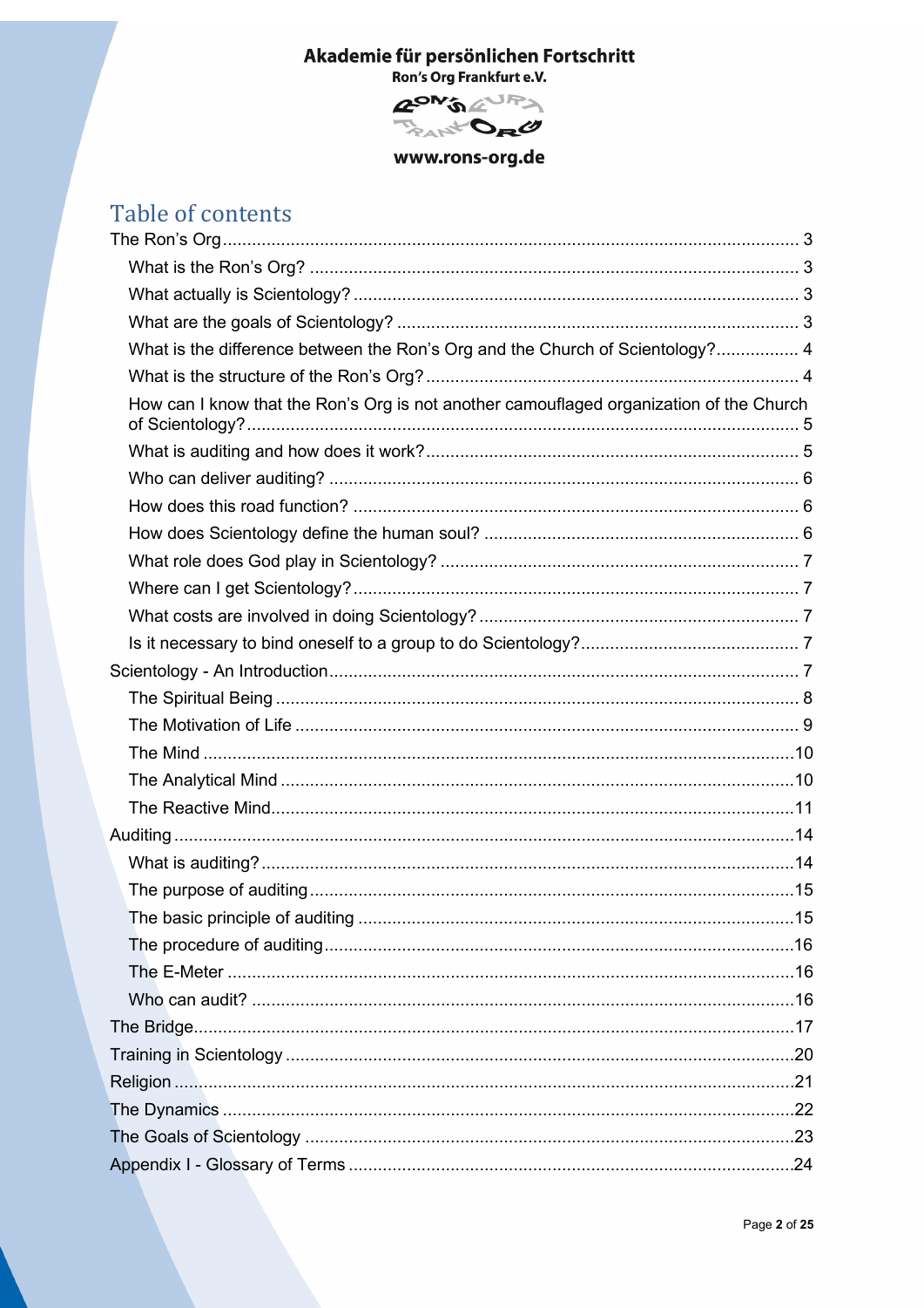**Akademie für persönlichen Fortschritt**
**Ron's Org Frankfurt e.V.**

**www.rons-org.de**

# Table of contents

- The Ron's Org .......... 3
  - What is the Ron's Org? .......... 3
  - What actually is Scientology? .......... 3
  - What are the goals of Scientology? .......... 3
  - What is the difference between the Ron's Org and the Church of Scientology? .......... 4
  - What is the structure of the Ron's Org? .......... 4
  - How can I know that the Ron's Org is not another camouflaged organization of the Church of Scientology? .......... 5
  - What is auditing and how does it work? .......... 5
  - Who can deliver auditing? .......... 6
  - How does this road function? .......... 6
  - How does Scientology define the human soul? .......... 6
  - What role does God play in Scientology? .......... 7
  - Where can I get Scientology? .......... 7
  - What costs are involved in doing Scientology? .......... 7
  - Is it necessary to bind oneself to a group to do Scientology? .......... 7
- Scientology - An Introduction .......... 7
  - The Spiritual Being .......... 8
  - The Motivation of Life .......... 9
  - The Mind .......... 10
  - The Analytical Mind .......... 10
  - The Reactive Mind .......... 11
- Auditing .......... 14
  - What is auditing? .......... 14
  - The purpose of auditing .......... 15
  - The basic principle of auditing .......... 15
  - The procedure of auditing .......... 16
  - The E-Meter .......... 16
  - Who can audit? .......... 16
- The Bridge .......... 17
- Training in Scientology .......... 20
- Religion .......... 21
- The Dynamics .......... 22
- The Goals of Scientology .......... 23
- Appendix I - Glossary of Terms .......... 24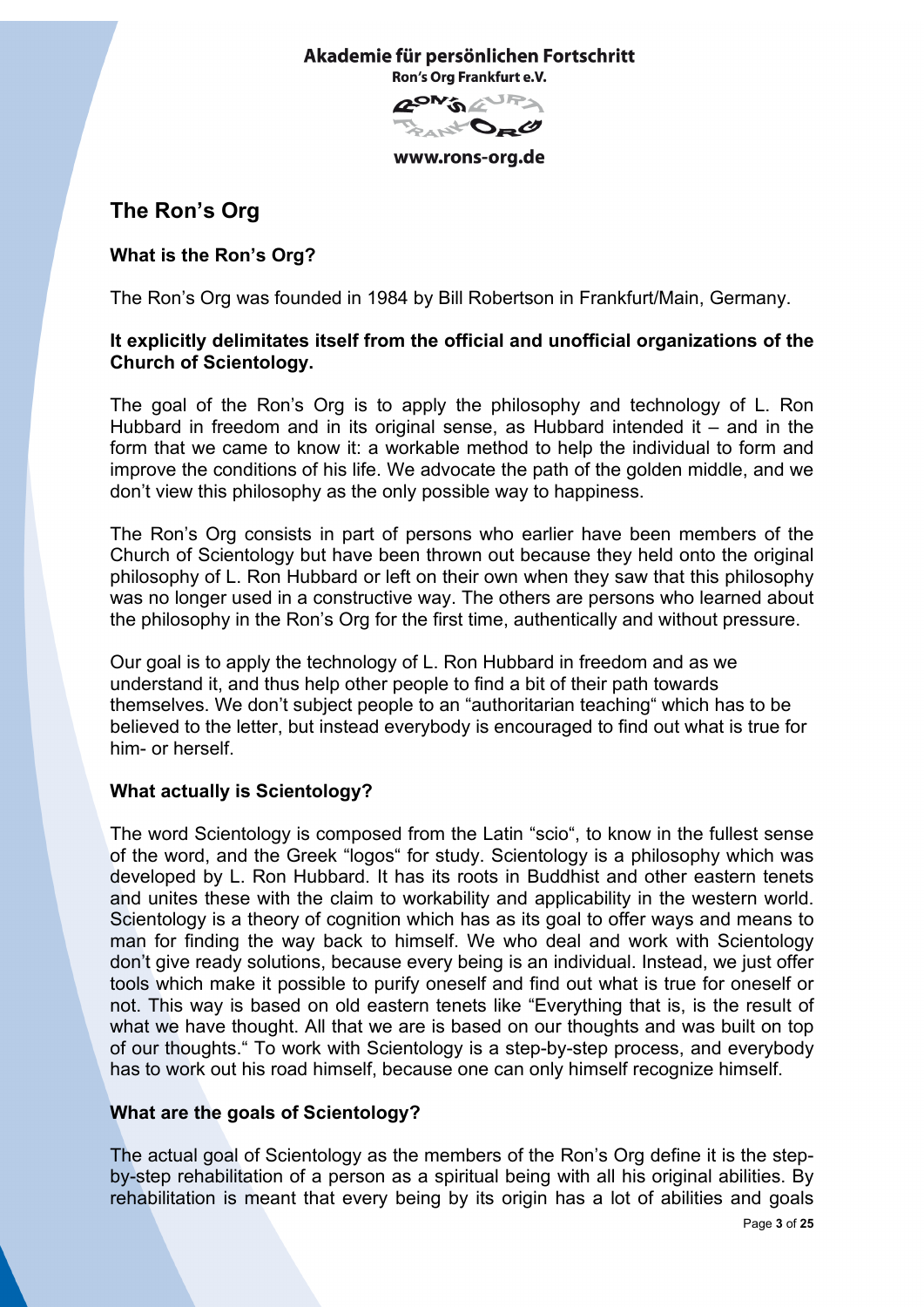# The Ron's Org

### What is the Ron's Org?

The Ron's Org was founded in 1984 by Bill Robertson in Frankfurt/Main, Germany.

**It explicitly delimitates itself from the official and unofficial organizations of the Church of Scientology.**

The goal of the Ron's Org is to apply the philosophy and technology of L. Ron Hubbard in freedom and in its original sense, as Hubbard intended it – and in the form that we came to know it: a workable method to help the individual to form and improve the conditions of his life. We advocate the path of the golden middle, and we don't view this philosophy as the only possible way to happiness.

The Ron's Org consists in part of persons who earlier have been members of the Church of Scientology but have been thrown out because they held onto the original philosophy of L. Ron Hubbard or left on their own when they saw that this philosophy was no longer used in a constructive way. The others are persons who learned about the philosophy in the Ron's Org for the first time, authentically and without pressure.

Our goal is to apply the technology of L. Ron Hubbard in freedom and as we understand it, and thus help other people to find a bit of their path towards themselves. We don't subject people to an "authoritarian teaching" which has to be believed to the letter, but instead everybody is encouraged to find out what is true for him- or herself.

### What actually is Scientology?

The word Scientology is composed from the Latin "scio", to know in the fullest sense of the word, and the Greek "logos" for study. Scientology is a philosophy which was developed by L. Ron Hubbard. It has its roots in Buddhist and other eastern tenets and unites these with the claim to workability and applicability in the western world. Scientology is a theory of cognition which has as its goal to offer ways and means to man for finding the way back to himself. We who deal and work with Scientology don't give ready solutions, because every being is an individual. Instead, we just offer tools which make it possible to purify oneself and find out what is true for oneself or not. This way is based on old eastern tenets like "Everything that is, is the result of what we have thought. All that we are is based on our thoughts and was built on top of our thoughts." To work with Scientology is a step-by-step process, and everybody has to work out his road himself, because one can only himself recognize himself.

### What are the goals of Scientology?

The actual goal of Scientology as the members of the Ron's Org define it is the step-by-step rehabilitation of a person as a spiritual being with all his original abilities. By rehabilitation is meant that every being by its origin has a lot of abilities and goals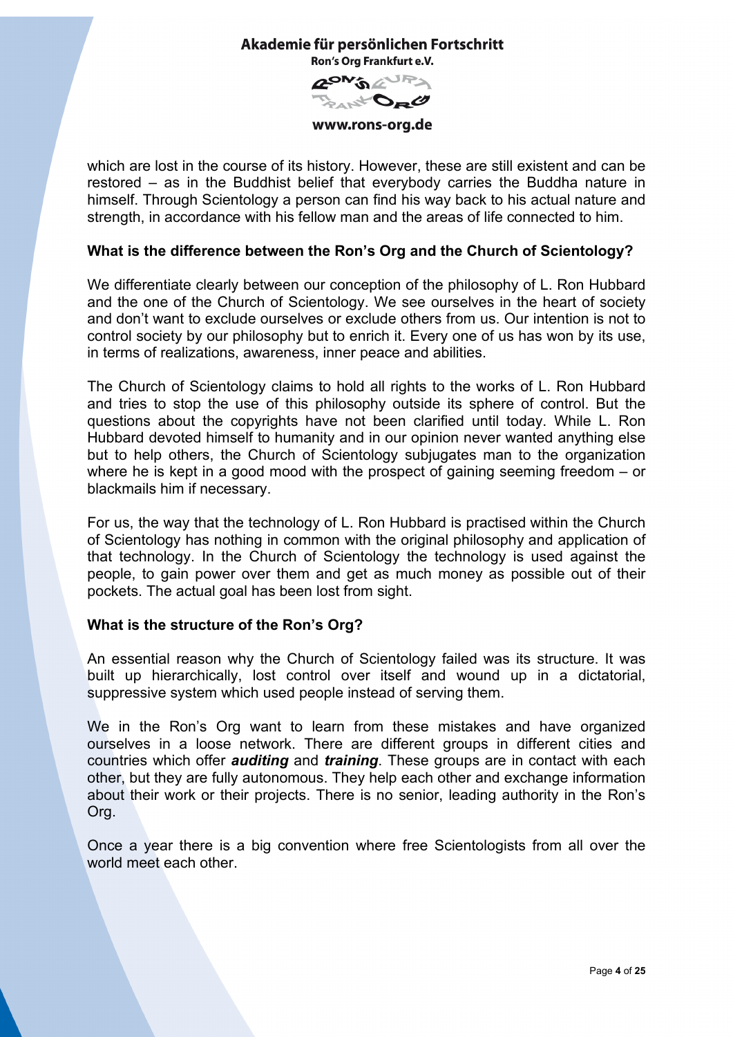which are lost in the course of its history. However, these are still existent and can be restored – as in the Buddhist belief that everybody carries the Buddha nature in himself. Through Scientology a person can find his way back to his actual nature and strength, in accordance with his fellow man and the areas of life connected to him.

**What is the difference between the Ron's Org and the Church of Scientology?**

We differentiate clearly between our conception of the philosophy of L. Ron Hubbard and the one of the Church of Scientology. We see ourselves in the heart of society and don't want to exclude ourselves or exclude others from us. Our intention is not to control society by our philosophy but to enrich it. Every one of us has won by its use, in terms of realizations, awareness, inner peace and abilities.

The Church of Scientology claims to hold all rights to the works of L. Ron Hubbard and tries to stop the use of this philosophy outside its sphere of control. But the questions about the copyrights have not been clarified until today. While L. Ron Hubbard devoted himself to humanity and in our opinion never wanted anything else but to help others, the Church of Scientology subjugates man to the organization where he is kept in a good mood with the prospect of gaining seeming freedom – or blackmails him if necessary.

For us, the way that the technology of L. Ron Hubbard is practised within the Church of Scientology has nothing in common with the original philosophy and application of that technology. In the Church of Scientology the technology is used against the people, to gain power over them and get as much money as possible out of their pockets. The actual goal has been lost from sight.

**What is the structure of the Ron's Org?**

An essential reason why the Church of Scientology failed was its structure. It was built up hierarchically, lost control over itself and wound up in a dictatorial, suppressive system which used people instead of serving them.

We in the Ron's Org want to learn from these mistakes and have organized ourselves in a loose network. There are different groups in different cities and countries which offer ***auditing*** and ***training***. These groups are in contact with each other, but they are fully autonomous. They help each other and exchange information about their work or their projects. There is no senior, leading authority in the Ron's Org.

Once a year there is a big convention where free Scientologists from all over the world meet each other.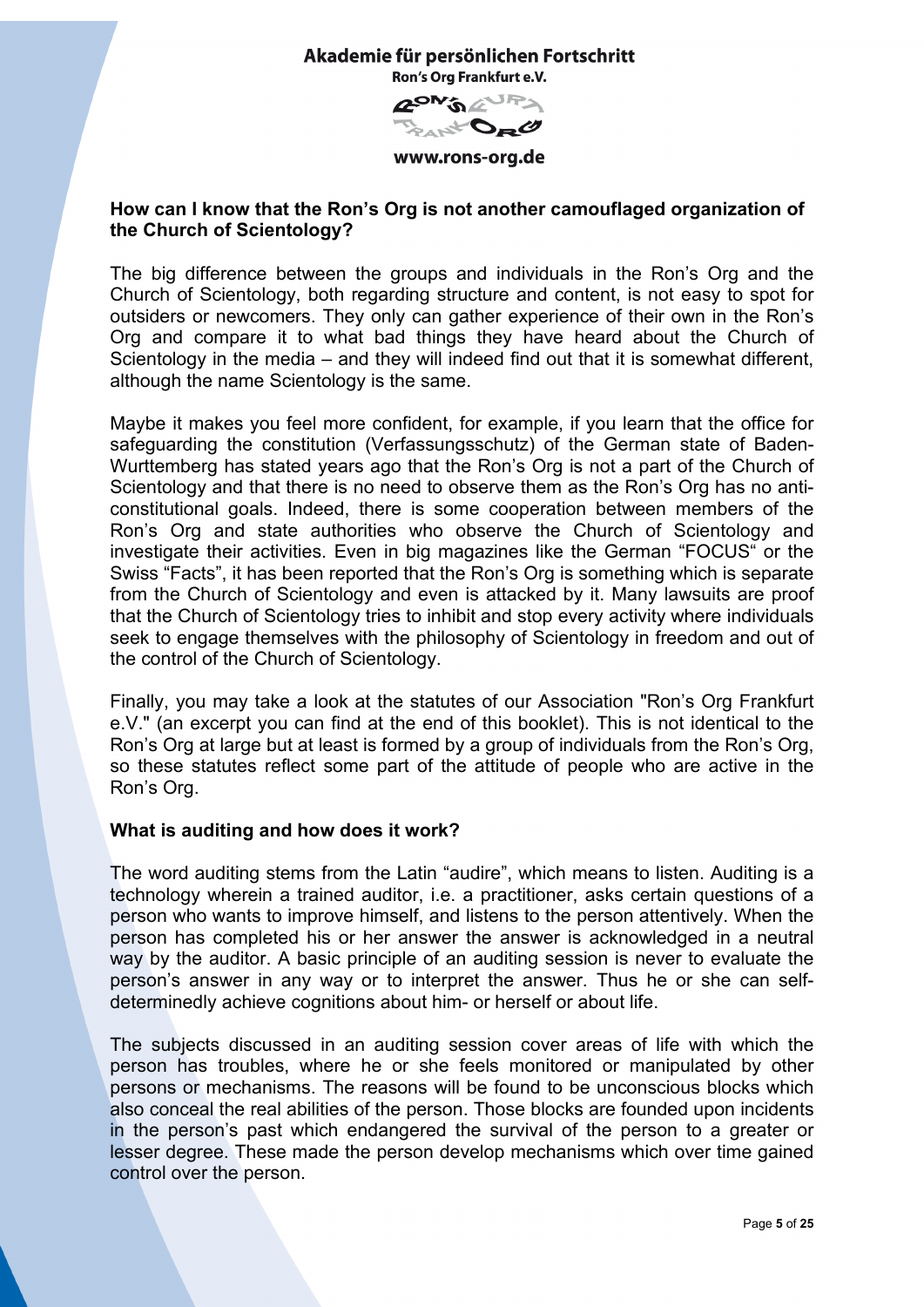**How can I know that the Ron's Org is not another camouflaged organization of the Church of Scientology?**

The big difference between the groups and individuals in the Ron's Org and the Church of Scientology, both regarding structure and content, is not easy to spot for outsiders or newcomers. They only can gather experience of their own in the Ron's Org and compare it to what bad things they have heard about the Church of Scientology in the media – and they will indeed find out that it is somewhat different, although the name Scientology is the same.

Maybe it makes you feel more confident, for example, if you learn that the office for safeguarding the constitution (Verfassungsschutz) of the German state of Baden-Wurttemberg has stated years ago that the Ron's Org is not a part of the Church of Scientology and that there is no need to observe them as the Ron's Org has no anti-constitutional goals. Indeed, there is some cooperation between members of the Ron's Org and state authorities who observe the Church of Scientology and investigate their activities. Even in big magazines like the German "FOCUS" or the Swiss "Facts", it has been reported that the Ron's Org is something which is separate from the Church of Scientology and even is attacked by it. Many lawsuits are proof that the Church of Scientology tries to inhibit and stop every activity where individuals seek to engage themselves with the philosophy of Scientology in freedom and out of the control of the Church of Scientology.

Finally, you may take a look at the statutes of our Association "Ron's Org Frankfurt e.V." (an excerpt you can find at the end of this booklet). This is not identical to the Ron's Org at large but at least is formed by a group of individuals from the Ron's Org, so these statutes reflect some part of the attitude of people who are active in the Ron's Org.

**What is auditing and how does it work?**

The word auditing stems from the Latin "audire", which means to listen. Auditing is a technology wherein a trained auditor, i.e. a practitioner, asks certain questions of a person who wants to improve himself, and listens to the person attentively. When the person has completed his or her answer the answer is acknowledged in a neutral way by the auditor. A basic principle of an auditing session is never to evaluate the person's answer in any way or to interpret the answer. Thus he or she can self-determinedly achieve cognitions about him- or herself or about life.

The subjects discussed in an auditing session cover areas of life with which the person has troubles, where he or she feels monitored or manipulated by other persons or mechanisms. The reasons will be found to be unconscious blocks which also conceal the real abilities of the person. Those blocks are founded upon incidents in the person's past which endangered the survival of the person to a greater or lesser degree. These made the person develop mechanisms which over time gained control over the person.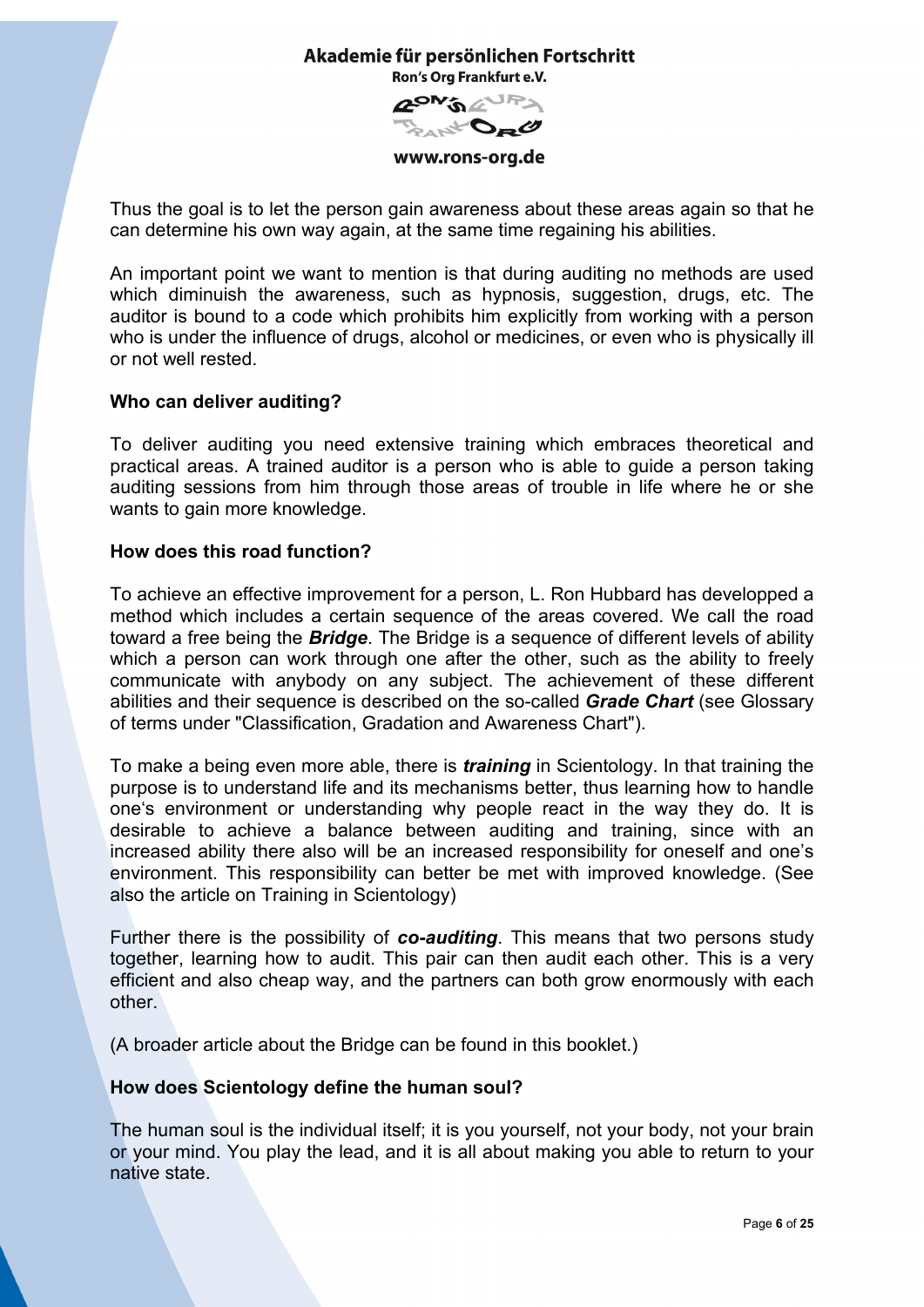Thus the goal is to let the person gain awareness about these areas again so that he can determine his own way again, at the same time regaining his abilities.

An important point we want to mention is that during auditing no methods are used which diminuish the awareness, such as hypnosis, suggestion, drugs, etc. The auditor is bound to a code which prohibits him explicitly from working with a person who is under the influence of drugs, alcohol or medicines, or even who is physically ill or not well rested.

**Who can deliver auditing?**

To deliver auditing you need extensive training which embraces theoretical and practical areas. A trained auditor is a person who is able to guide a person taking auditing sessions from him through those areas of trouble in life where he or she wants to gain more knowledge.

**How does this road function?**

To achieve an effective improvement for a person, L. Ron Hubbard has developped a method which includes a certain sequence of the areas covered. We call the road toward a free being the ***Bridge***. The Bridge is a sequence of different levels of ability which a person can work through one after the other, such as the ability to freely communicate with anybody on any subject. The achievement of these different abilities and their sequence is described on the so-called ***Grade Chart*** (see Glossary of terms under "Classification, Gradation and Awareness Chart").

To make a being even more able, there is ***training*** in Scientology. In that training the purpose is to understand life and its mechanisms better, thus learning how to handle one's environment or understanding why people react in the way they do. It is desirable to achieve a balance between auditing and training, since with an increased ability there also will be an increased responsibility for oneself and one's environment. This responsibility can better be met with improved knowledge. (See also the article on Training in Scientology)

Further there is the possibility of ***co-auditing***. This means that two persons study together, learning how to audit. This pair can then audit each other. This is a very efficient and also cheap way, and the partners can both grow enormously with each other.

(A broader article about the Bridge can be found in this booklet.)

**How does Scientology define the human soul?**

The human soul is the individual itself; it is you yourself, not your body, not your brain or your mind. You play the lead, and it is all about making you able to return to your native state.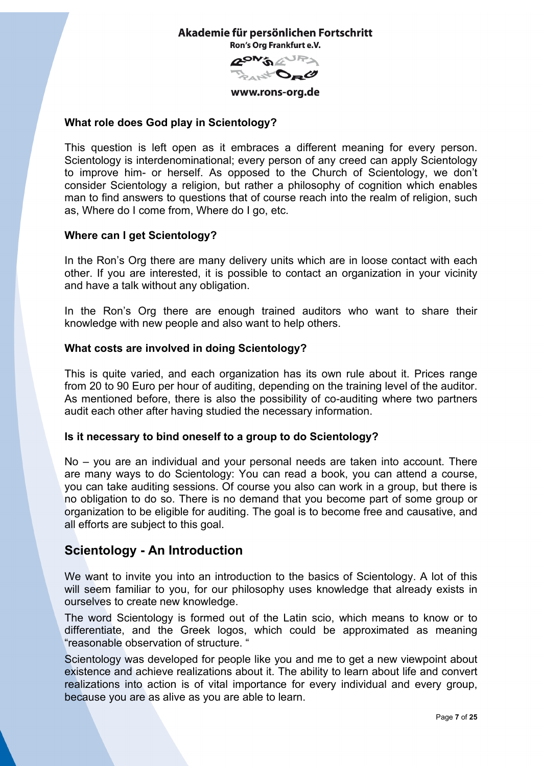### What role does God play in Scientology?

This question is left open as it embraces a different meaning for every person. Scientology is interdenominational; every person of any creed can apply Scientology to improve him- or herself. As opposed to the Church of Scientology, we don't consider Scientology a religion, but rather a philosophy of cognition which enables man to find answers to questions that of course reach into the realm of religion, such as, Where do I come from, Where do I go, etc.

### Where can I get Scientology?

In the Ron's Org there are many delivery units which are in loose contact with each other. If you are interested, it is possible to contact an organization in your vicinity and have a talk without any obligation.

In the Ron's Org there are enough trained auditors who want to share their knowledge with new people and also want to help others.

### What costs are involved in doing Scientology?

This is quite varied, and each organization has its own rule about it. Prices range from 20 to 90 Euro per hour of auditing, depending on the training level of the auditor. As mentioned before, there is also the possibility of co-auditing where two partners audit each other after having studied the necessary information.

### Is it necessary to bind oneself to a group to do Scientology?

No – you are an individual and your personal needs are taken into account. There are many ways to do Scientology: You can read a book, you can attend a course, you can take auditing sessions. Of course you also can work in a group, but there is no obligation to do so. There is no demand that you become part of some group or organization to be eligible for auditing. The goal is to become free and causative, and all efforts are subject to this goal.

## Scientology - An Introduction

We want to invite you into an introduction to the basics of Scientology. A lot of this will seem familiar to you, for our philosophy uses knowledge that already exists in ourselves to create new knowledge.

The word Scientology is formed out of the Latin scio, which means to know or to differentiate, and the Greek logos, which could be approximated as meaning "reasonable observation of structure. "

Scientology was developed for people like you and me to get a new viewpoint about existence and achieve realizations about it. The ability to learn about life and convert realizations into action is of vital importance for every individual and every group, because you are as alive as you are able to learn.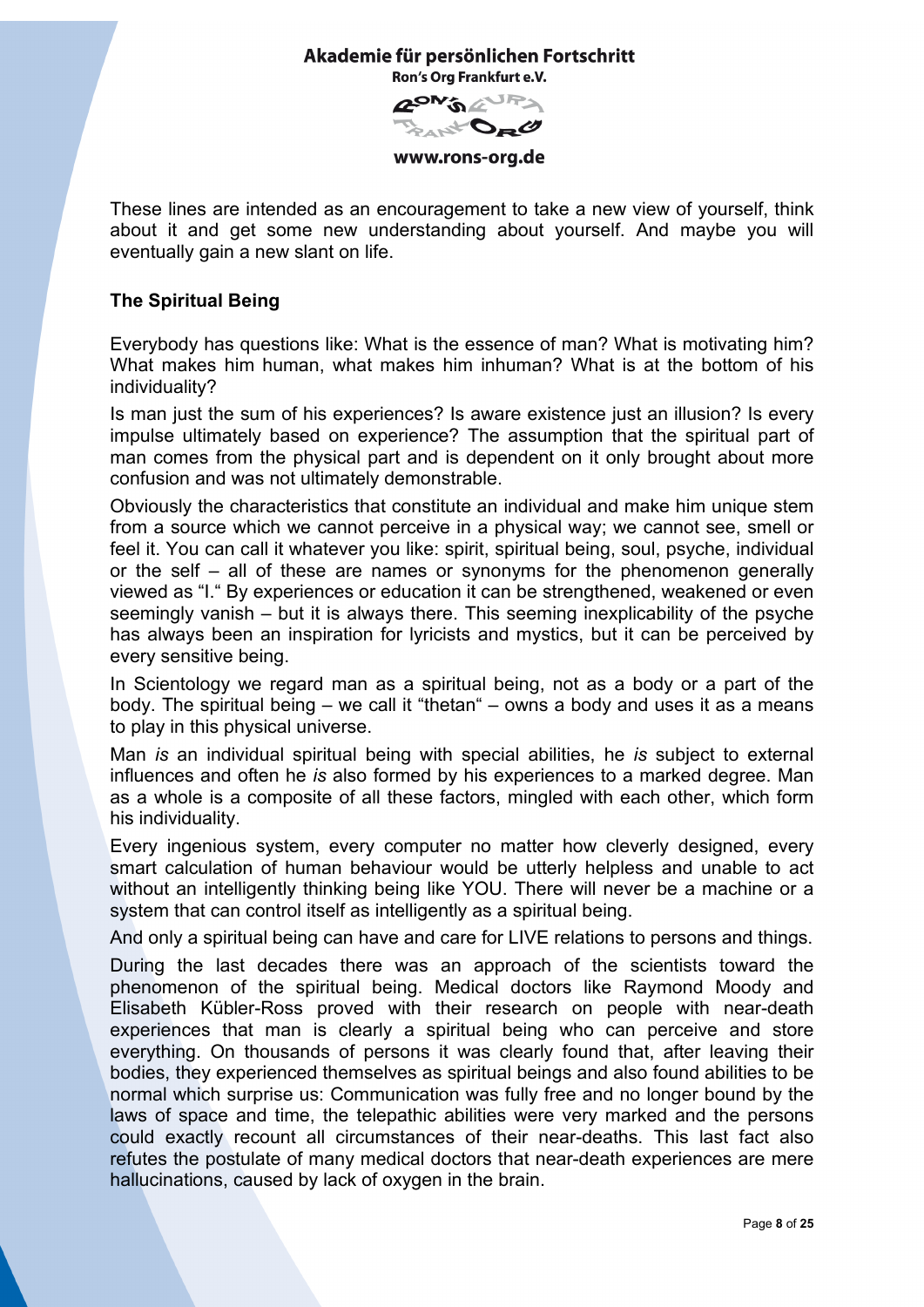These lines are intended as an encouragement to take a new view of yourself, think about it and get some new understanding about yourself. And maybe you will eventually gain a new slant on life.

### The Spiritual Being

Everybody has questions like: What is the essence of man? What is motivating him? What makes him human, what makes him inhuman? What is at the bottom of his individuality?

Is man just the sum of his experiences? Is aware existence just an illusion? Is every impulse ultimately based on experience? The assumption that the spiritual part of man comes from the physical part and is dependent on it only brought about more confusion and was not ultimately demonstrable.

Obviously the characteristics that constitute an individual and make him unique stem from a source which we cannot perceive in a physical way; we cannot see, smell or feel it. You can call it whatever you like: spirit, spiritual being, soul, psyche, individual or the self – all of these are names or synonyms for the phenomenon generally viewed as "I." By experiences or education it can be strengthened, weakened or even seemingly vanish – but it is always there. This seeming inexplicability of the psyche has always been an inspiration for lyricists and mystics, but it can be perceived by every sensitive being.

In Scientology we regard man as a spiritual being, not as a body or a part of the body. The spiritual being – we call it "thetan" – owns a body and uses it as a means to play in this physical universe.

Man *is* an individual spiritual being with special abilities, he *is* subject to external influences and often he *is* also formed by his experiences to a marked degree. Man as a whole is a composite of all these factors, mingled with each other, which form his individuality.

Every ingenious system, every computer no matter how cleverly designed, every smart calculation of human behaviour would be utterly helpless and unable to act without an intelligently thinking being like YOU. There will never be a machine or a system that can control itself as intelligently as a spiritual being.

And only a spiritual being can have and care for LIVE relations to persons and things.

During the last decades there was an approach of the scientists toward the phenomenon of the spiritual being. Medical doctors like Raymond Moody and Elisabeth Kübler-Ross proved with their research on people with near-death experiences that man is clearly a spiritual being who can perceive and store everything. On thousands of persons it was clearly found that, after leaving their bodies, they experienced themselves as spiritual beings and also found abilities to be normal which surprise us: Communication was fully free and no longer bound by the laws of space and time, the telepathic abilities were very marked and the persons could exactly recount all circumstances of their near-deaths. This last fact also refutes the postulate of many medical doctors that near-death experiences are mere hallucinations, caused by lack of oxygen in the brain.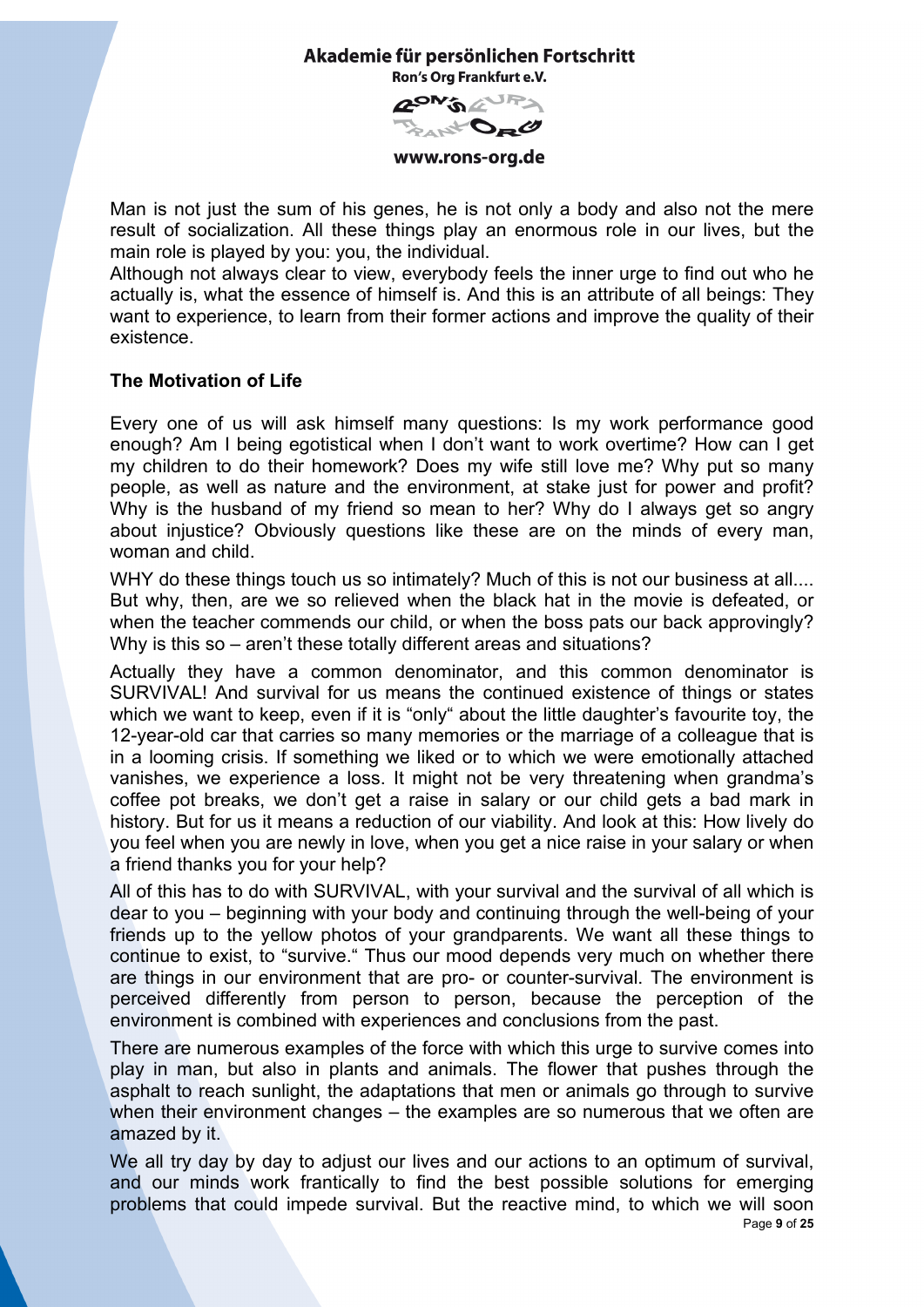Man is not just the sum of his genes, he is not only a body and also not the mere result of socialization. All these things play an enormous role in our lives, but the main role is played by you: you, the individual.

Although not always clear to view, everybody feels the inner urge to find out who he actually is, what the essence of himself is. And this is an attribute of all beings: They want to experience, to learn from their former actions and improve the quality of their existence.

**The Motivation of Life**

Every one of us will ask himself many questions: Is my work performance good enough? Am I being egotistical when I don't want to work overtime? How can I get my children to do their homework? Does my wife still love me? Why put so many people, as well as nature and the environment, at stake just for power and profit? Why is the husband of my friend so mean to her? Why do I always get so angry about injustice? Obviously questions like these are on the minds of every man, woman and child.

WHY do these things touch us so intimately? Much of this is not our business at all.... But why, then, are we so relieved when the black hat in the movie is defeated, or when the teacher commends our child, or when the boss pats our back approvingly? Why is this so – aren't these totally different areas and situations?

Actually they have a common denominator, and this common denominator is SURVIVAL! And survival for us means the continued existence of things or states which we want to keep, even if it is "only" about the little daughter's favourite toy, the 12-year-old car that carries so many memories or the marriage of a colleague that is in a looming crisis. If something we liked or to which we were emotionally attached vanishes, we experience a loss. It might not be very threatening when grandma's coffee pot breaks, we don't get a raise in salary or our child gets a bad mark in history. But for us it means a reduction of our viability. And look at this: How lively do you feel when you are newly in love, when you get a nice raise in your salary or when a friend thanks you for your help?

All of this has to do with SURVIVAL, with your survival and the survival of all which is dear to you – beginning with your body and continuing through the well-being of your friends up to the yellow photos of your grandparents. We want all these things to continue to exist, to "survive." Thus our mood depends very much on whether there are things in our environment that are pro- or counter-survival. The environment is perceived differently from person to person, because the perception of the environment is combined with experiences and conclusions from the past.

There are numerous examples of the force with which this urge to survive comes into play in man, but also in plants and animals. The flower that pushes through the asphalt to reach sunlight, the adaptations that men or animals go through to survive when their environment changes – the examples are so numerous that we often are amazed by it.

We all try day by day to adjust our lives and our actions to an optimum of survival, and our minds work frantically to find the best possible solutions for emerging problems that could impede survival. But the reactive mind, to which we will soon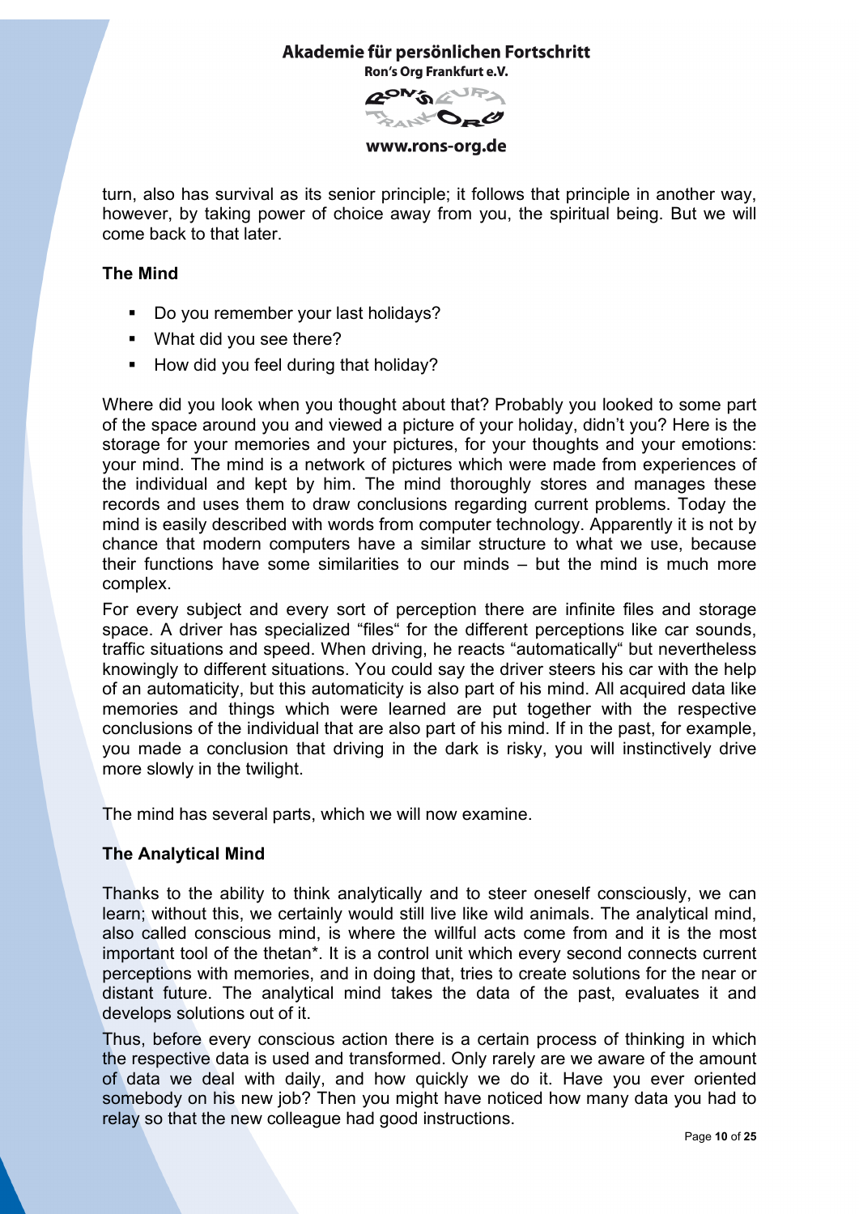turn, also has survival as its senior principle; it follows that principle in another way, however, by taking power of choice away from you, the spiritual being. But we will come back to that later.

### The Mind

- Do you remember your last holidays?
- What did you see there?
- How did you feel during that holiday?

Where did you look when you thought about that? Probably you looked to some part of the space around you and viewed a picture of your holiday, didn't you? Here is the storage for your memories and your pictures, for your thoughts and your emotions: your mind. The mind is a network of pictures which were made from experiences of the individual and kept by him. The mind thoroughly stores and manages these records and uses them to draw conclusions regarding current problems. Today the mind is easily described with words from computer technology. Apparently it is not by chance that modern computers have a similar structure to what we use, because their functions have some similarities to our minds – but the mind is much more complex.

For every subject and every sort of perception there are infinite files and storage space. A driver has specialized "files" for the different perceptions like car sounds, traffic situations and speed. When driving, he reacts "automatically" but nevertheless knowingly to different situations. You could say the driver steers his car with the help of an automaticity, but this automaticity is also part of his mind. All acquired data like memories and things which were learned are put together with the respective conclusions of the individual that are also part of his mind. If in the past, for example, you made a conclusion that driving in the dark is risky, you will instinctively drive more slowly in the twilight.

The mind has several parts, which we will now examine.

### The Analytical Mind

Thanks to the ability to think analytically and to steer oneself consciously, we can learn; without this, we certainly would still live like wild animals. The analytical mind, also called conscious mind, is where the willful acts come from and it is the most important tool of the thetan*. It is a control unit which every second connects current perceptions with memories, and in doing that, tries to create solutions for the near or distant future. The analytical mind takes the data of the past, evaluates it and develops solutions out of it.

Thus, before every conscious action there is a certain process of thinking in which the respective data is used and transformed. Only rarely are we aware of the amount of data we deal with daily, and how quickly we do it. Have you ever oriented somebody on his new job? Then you might have noticed how many data you had to relay so that the new colleague had good instructions.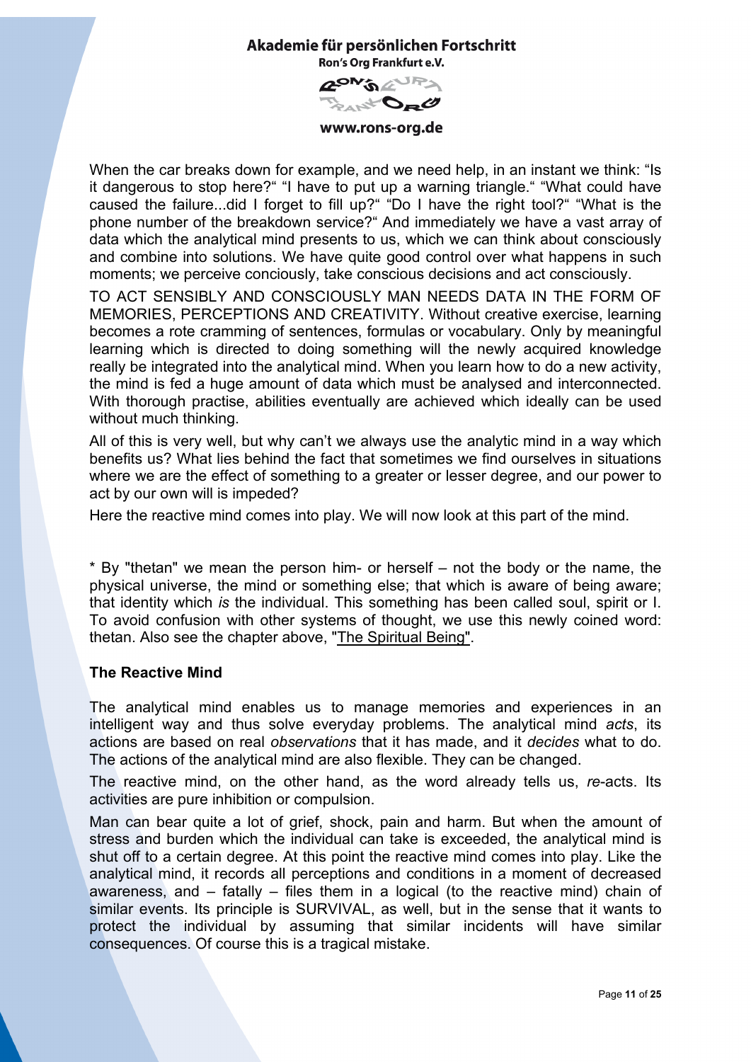When the car breaks down for example, and we need help, in an instant we think: "Is it dangerous to stop here?" "I have to put up a warning triangle." "What could have caused the failure...did I forget to fill up?" "Do I have the right tool?" "What is the phone number of the breakdown service?" And immediately we have a vast array of data which the analytical mind presents to us, which we can think about consciously and combine into solutions. We have quite good control over what happens in such moments; we perceive conciously, take conscious decisions and act consciously.

TO ACT SENSIBLY AND CONSCIOUSLY MAN NEEDS DATA IN THE FORM OF MEMORIES, PERCEPTIONS AND CREATIVITY. Without creative exercise, learning becomes a rote cramming of sentences, formulas or vocabulary. Only by meaningful learning which is directed to doing something will the newly acquired knowledge really be integrated into the analytical mind. When you learn how to do a new activity, the mind is fed a huge amount of data which must be analysed and interconnected. With thorough practise, abilities eventually are achieved which ideally can be used without much thinking.

All of this is very well, but why can't we always use the analytic mind in a way which benefits us? What lies behind the fact that sometimes we find ourselves in situations where we are the effect of something to a greater or lesser degree, and our power to act by our own will is impeded?

Here the reactive mind comes into play. We will now look at this part of the mind.

* By "thetan" we mean the person him- or herself – not the body or the name, the physical universe, the mind or something else; that which is aware of being aware; that identity which *is* the individual. This something has been called soul, spirit or I. To avoid confusion with other systems of thought, we use this newly coined word: thetan. Also see the chapter above, "The Spiritual Being".

### The Reactive Mind

The analytical mind enables us to manage memories and experiences in an intelligent way and thus solve everyday problems. The analytical mind *acts*, its actions are based on real *observations* that it has made, and it *decides* what to do. The actions of the analytical mind are also flexible. They can be changed.

The reactive mind, on the other hand, as the word already tells us, *re*-acts. Its activities are pure inhibition or compulsion.

Man can bear quite a lot of grief, shock, pain and harm. But when the amount of stress and burden which the individual can take is exceeded, the analytical mind is shut off to a certain degree. At this point the reactive mind comes into play. Like the analytical mind, it records all perceptions and conditions in a moment of decreased awareness, and – fatally – files them in a logical (to the reactive mind) chain of similar events. Its principle is SURVIVAL, as well, but in the sense that it wants to protect the individual by assuming that similar incidents will have similar consequences. Of course this is a tragical mistake.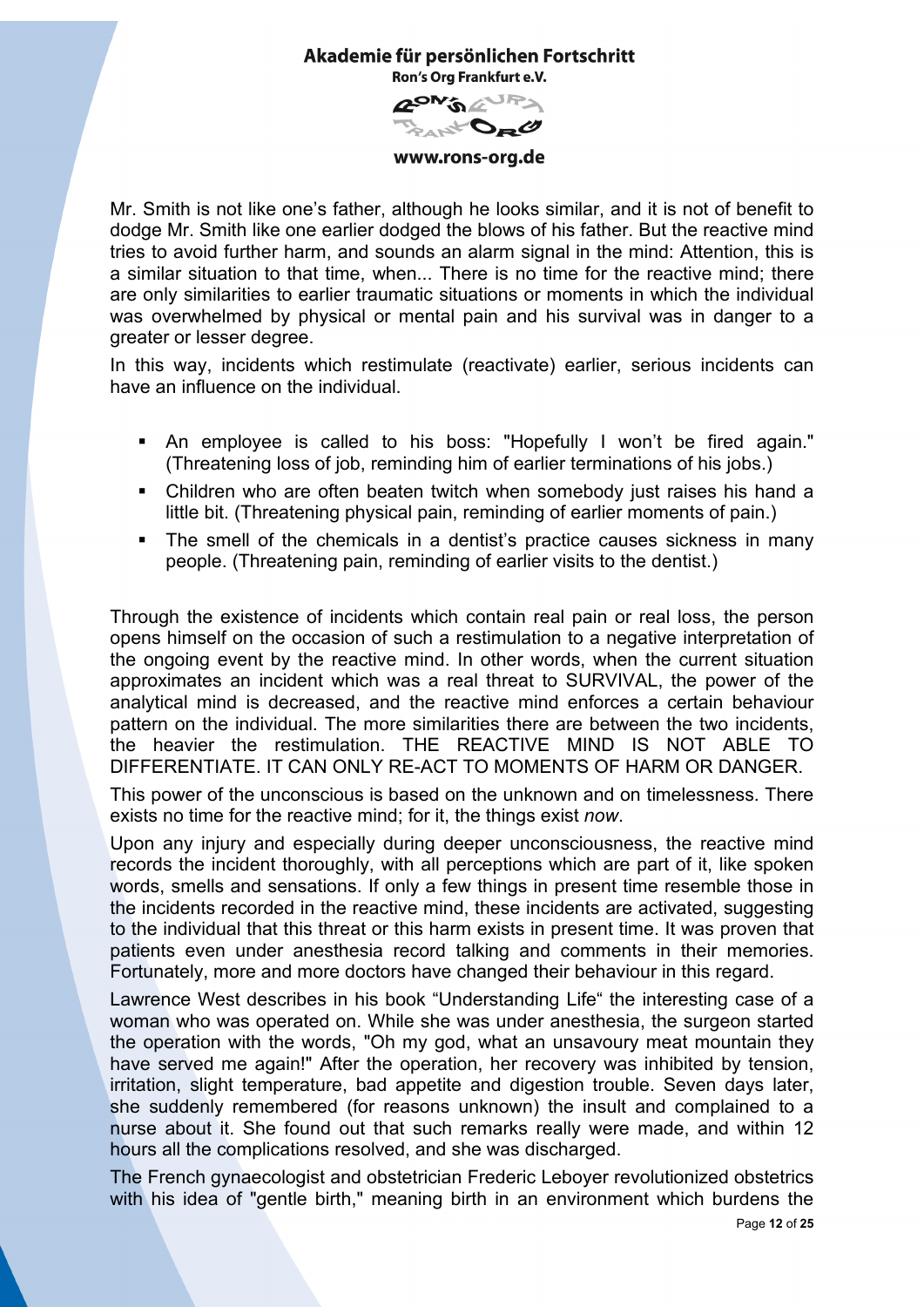Mr. Smith is not like one's father, although he looks similar, and it is not of benefit to dodge Mr. Smith like one earlier dodged the blows of his father. But the reactive mind tries to avoid further harm, and sounds an alarm signal in the mind: Attention, this is a similar situation to that time, when... There is no time for the reactive mind; there are only similarities to earlier traumatic situations or moments in which the individual was overwhelmed by physical or mental pain and his survival was in danger to a greater or lesser degree.

In this way, incidents which restimulate (reactivate) earlier, serious incidents can have an influence on the individual.

- An employee is called to his boss: "Hopefully I won't be fired again." (Threatening loss of job, reminding him of earlier terminations of his jobs.)
- Children who are often beaten twitch when somebody just raises his hand a little bit. (Threatening physical pain, reminding of earlier moments of pain.)
- The smell of the chemicals in a dentist's practice causes sickness in many people. (Threatening pain, reminding of earlier visits to the dentist.)

Through the existence of incidents which contain real pain or real loss, the person opens himself on the occasion of such a restimulation to a negative interpretation of the ongoing event by the reactive mind. In other words, when the current situation approximates an incident which was a real threat to SURVIVAL, the power of the analytical mind is decreased, and the reactive mind enforces a certain behaviour pattern on the individual. The more similarities there are between the two incidents, the heavier the restimulation. THE REACTIVE MIND IS NOT ABLE TO DIFFERENTIATE. IT CAN ONLY RE-ACT TO MOMENTS OF HARM OR DANGER.

This power of the unconscious is based on the unknown and on timelessness. There exists no time for the reactive mind; for it, the things exist *now*.

Upon any injury and especially during deeper unconsciousness, the reactive mind records the incident thoroughly, with all perceptions which are part of it, like spoken words, smells and sensations. If only a few things in present time resemble those in the incidents recorded in the reactive mind, these incidents are activated, suggesting to the individual that this threat or this harm exists in present time. It was proven that patients even under anesthesia record talking and comments in their memories. Fortunately, more and more doctors have changed their behaviour in this regard.

Lawrence West describes in his book "Understanding Life" the interesting case of a woman who was operated on. While she was under anesthesia, the surgeon started the operation with the words, "Oh my god, what an unsavoury meat mountain they have served me again!" After the operation, her recovery was inhibited by tension, irritation, slight temperature, bad appetite and digestion trouble. Seven days later, she suddenly remembered (for reasons unknown) the insult and complained to a nurse about it. She found out that such remarks really were made, and within 12 hours all the complications resolved, and she was discharged.

The French gynaecologist and obstetrician Frederic Leboyer revolutionized obstetrics with his idea of "gentle birth," meaning birth in an environment which burdens the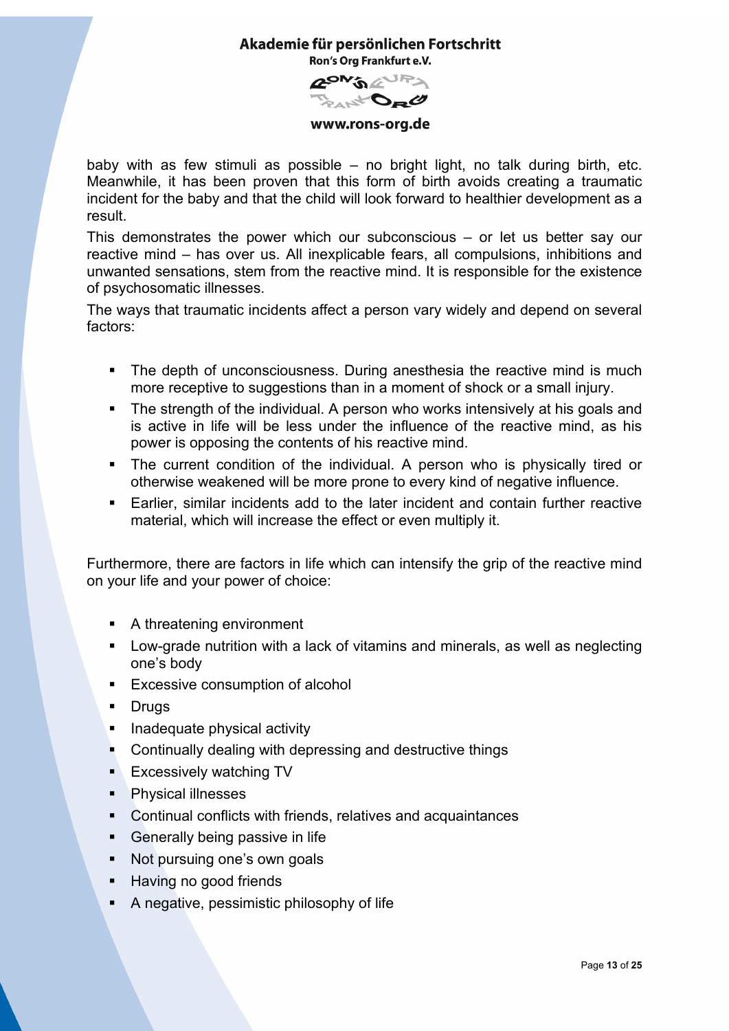baby with as few stimuli as possible – no bright light, no talk during birth, etc. Meanwhile, it has been proven that this form of birth avoids creating a traumatic incident for the baby and that the child will look forward to healthier development as a result.

This demonstrates the power which our subconscious – or let us better say our reactive mind – has over us. All inexplicable fears, all compulsions, inhibitions and unwanted sensations, stem from the reactive mind. It is responsible for the existence of psychosomatic illnesses.

The ways that traumatic incidents affect a person vary widely and depend on several factors:

- The depth of unconsciousness. During anesthesia the reactive mind is much more receptive to suggestions than in a moment of shock or a small injury.
- The strength of the individual. A person who works intensively at his goals and is active in life will be less under the influence of the reactive mind, as his power is opposing the contents of his reactive mind.
- The current condition of the individual. A person who is physically tired or otherwise weakened will be more prone to every kind of negative influence.
- Earlier, similar incidents add to the later incident and contain further reactive material, which will increase the effect or even multiply it.

Furthermore, there are factors in life which can intensify the grip of the reactive mind on your life and your power of choice:

- A threatening environment
- Low-grade nutrition with a lack of vitamins and minerals, as well as neglecting one's body
- Excessive consumption of alcohol
- Drugs
- Inadequate physical activity
- Continually dealing with depressing and destructive things
- Excessively watching TV
- Physical illnesses
- Continual conflicts with friends, relatives and acquaintances
- Generally being passive in life
- Not pursuing one's own goals
- Having no good friends
- A negative, pessimistic philosophy of life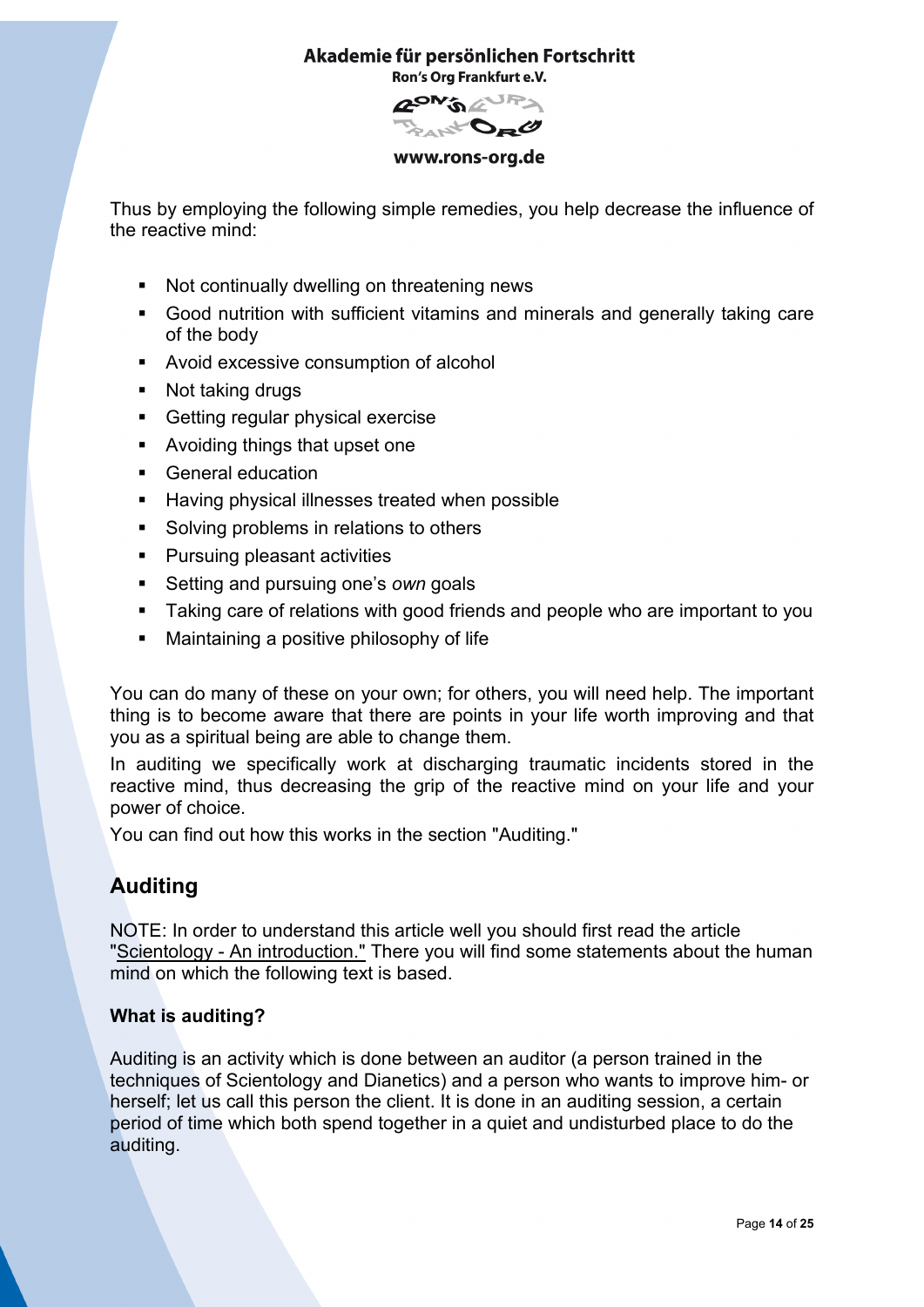Thus by employing the following simple remedies, you help decrease the influence of the reactive mind:

- Not continually dwelling on threatening news
- Good nutrition with sufficient vitamins and minerals and generally taking care of the body
- Avoid excessive consumption of alcohol
- Not taking drugs
- Getting regular physical exercise
- Avoiding things that upset one
- General education
- Having physical illnesses treated when possible
- Solving problems in relations to others
- Pursuing pleasant activities
- Setting and pursuing one's *own* goals
- Taking care of relations with good friends and people who are important to you
- Maintaining a positive philosophy of life

You can do many of these on your own; for others, you will need help. The important thing is to become aware that there are points in your life worth improving and that you as a spiritual being are able to change them.

In auditing we specifically work at discharging traumatic incidents stored in the reactive mind, thus decreasing the grip of the reactive mind on your life and your power of choice.

You can find out how this works in the section "Auditing."

## Auditing

NOTE: In order to understand this article well you should first read the article "Scientology - An introduction." There you will find some statements about the human mind on which the following text is based.

### What is auditing?

Auditing is an activity which is done between an auditor (a person trained in the techniques of Scientology and Dianetics) and a person who wants to improve him- or herself; let us call this person the client. It is done in an auditing session, a certain period of time which both spend together in a quiet and undisturbed place to do the auditing.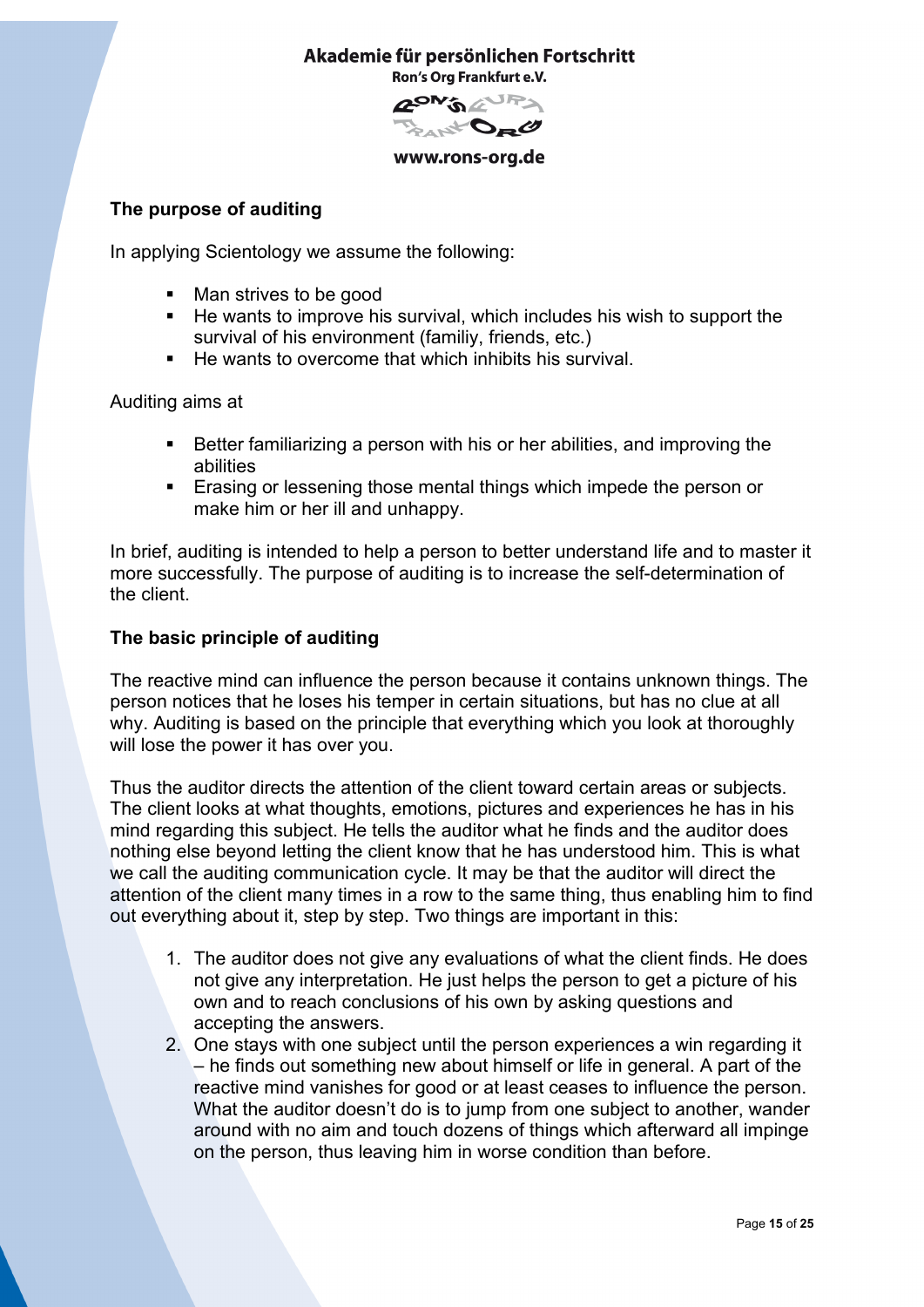## The purpose of auditing

In applying Scientology we assume the following:

- Man strives to be good
- He wants to improve his survival, which includes his wish to support the survival of his environment (familiy, friends, etc.)
- He wants to overcome that which inhibits his survival.

Auditing aims at

- Better familiarizing a person with his or her abilities, and improving the abilities
- Erasing or lessening those mental things which impede the person or make him or her ill and unhappy.

In brief, auditing is intended to help a person to better understand life and to master it more successfully. The purpose of auditing is to increase the self-determination of the client.

## The basic principle of auditing

The reactive mind can influence the person because it contains unknown things. The person notices that he loses his temper in certain situations, but has no clue at all why. Auditing is based on the principle that everything which you look at thoroughly will lose the power it has over you.

Thus the auditor directs the attention of the client toward certain areas or subjects. The client looks at what thoughts, emotions, pictures and experiences he has in his mind regarding this subject. He tells the auditor what he finds and the auditor does nothing else beyond letting the client know that he has understood him. This is what we call the auditing communication cycle. It may be that the auditor will direct the attention of the client many times in a row to the same thing, thus enabling him to find out everything about it, step by step. Two things are important in this:

1. The auditor does not give any evaluations of what the client finds. He does not give any interpretation. He just helps the person to get a picture of his own and to reach conclusions of his own by asking questions and accepting the answers.
2. One stays with one subject until the person experiences a win regarding it – he finds out something new about himself or life in general. A part of the reactive mind vanishes for good or at least ceases to influence the person. What the auditor doesn't do is to jump from one subject to another, wander around with no aim and touch dozens of things which afterward all impinge on the person, thus leaving him in worse condition than before.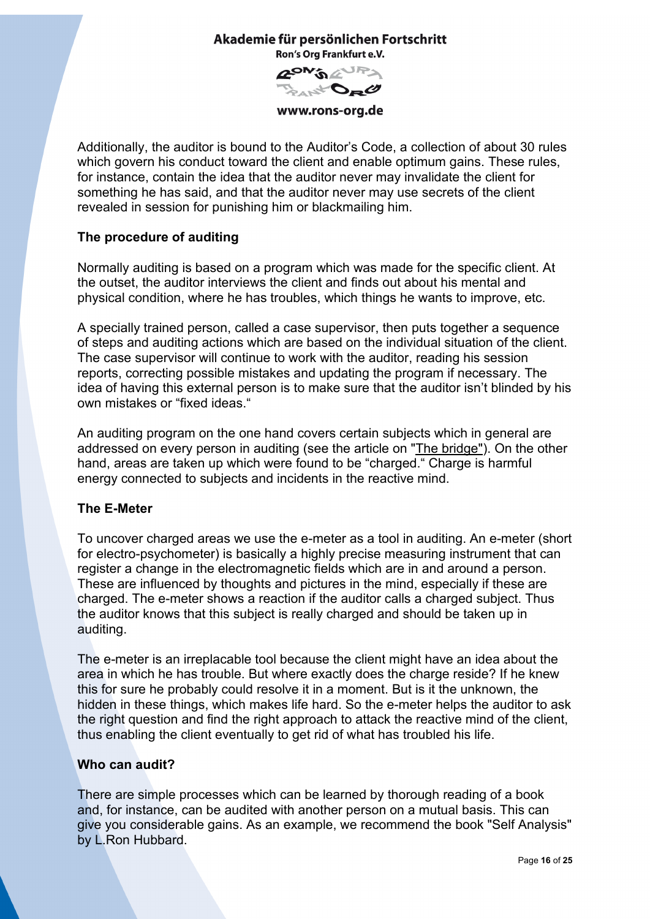Additionally, the auditor is bound to the Auditor's Code, a collection of about 30 rules which govern his conduct toward the client and enable optimum gains. These rules, for instance, contain the idea that the auditor never may invalidate the client for something he has said, and that the auditor never may use secrets of the client revealed in session for punishing him or blackmailing him.

**The procedure of auditing**

Normally auditing is based on a program which was made for the specific client. At the outset, the auditor interviews the client and finds out about his mental and physical condition, where he has troubles, which things he wants to improve, etc.

A specially trained person, called a case supervisor, then puts together a sequence of steps and auditing actions which are based on the individual situation of the client. The case supervisor will continue to work with the auditor, reading his session reports, correcting possible mistakes and updating the program if necessary. The idea of having this external person is to make sure that the auditor isn't blinded by his own mistakes or "fixed ideas."

An auditing program on the one hand covers certain subjects which in general are addressed on every person in auditing (see the article on "The bridge"). On the other hand, areas are taken up which were found to be "charged." Charge is harmful energy connected to subjects and incidents in the reactive mind.

**The E-Meter**

To uncover charged areas we use the e-meter as a tool in auditing. An e-meter (short for electro-psychometer) is basically a highly precise measuring instrument that can register a change in the electromagnetic fields which are in and around a person. These are influenced by thoughts and pictures in the mind, especially if these are charged. The e-meter shows a reaction if the auditor calls a charged subject. Thus the auditor knows that this subject is really charged and should be taken up in auditing.

The e-meter is an irreplacable tool because the client might have an idea about the area in which he has trouble. But where exactly does the charge reside? If he knew this for sure he probably could resolve it in a moment. But is it the unknown, the hidden in these things, which makes life hard. So the e-meter helps the auditor to ask the right question and find the right approach to attack the reactive mind of the client, thus enabling the client eventually to get rid of what has troubled his life.

**Who can audit?**

There are simple processes which can be learned by thorough reading of a book and, for instance, can be audited with another person on a mutual basis. This can give you considerable gains. As an example, we recommend the book "Self Analysis" by L.Ron Hubbard.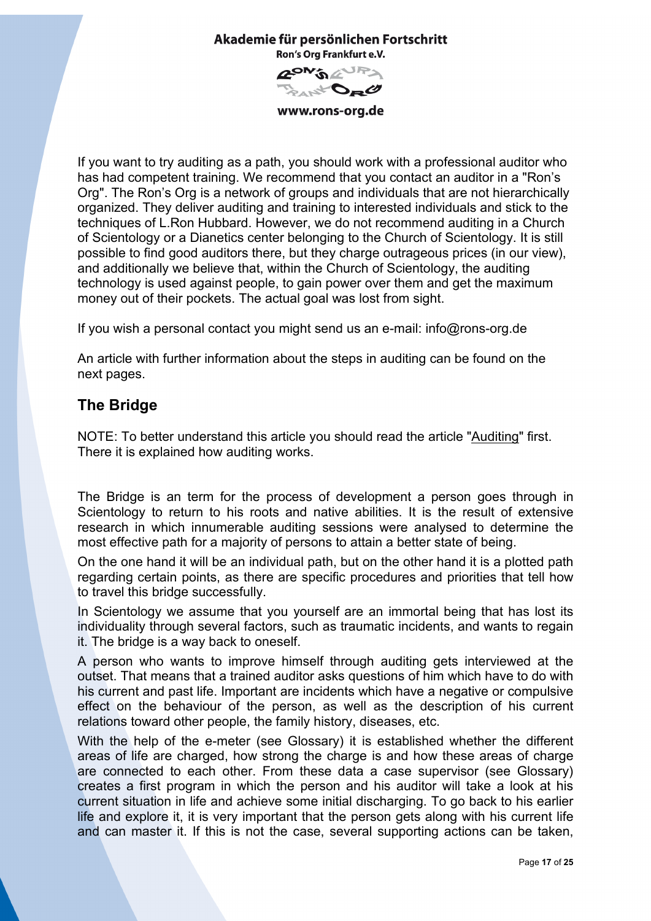If you want to try auditing as a path, you should work with a professional auditor who has had competent training. We recommend that you contact an auditor in a "Ron's Org". The Ron's Org is a network of groups and individuals that are not hierarchically organized. They deliver auditing and training to interested individuals and stick to the techniques of L.Ron Hubbard. However, we do not recommend auditing in a Church of Scientology or a Dianetics center belonging to the Church of Scientology. It is still possible to find good auditors there, but they charge outrageous prices (in our view), and additionally we believe that, within the Church of Scientology, the auditing technology is used against people, to gain power over them and get the maximum money out of their pockets. The actual goal was lost from sight.

If you wish a personal contact you might send us an e-mail: info@rons-org.de

An article with further information about the steps in auditing can be found on the next pages.

## The Bridge

NOTE: To better understand this article you should read the article "Auditing" first. There it is explained how auditing works.

The Bridge is an term for the process of development a person goes through in Scientology to return to his roots and native abilities. It is the result of extensive research in which innumerable auditing sessions were analysed to determine the most effective path for a majority of persons to attain a better state of being.

On the one hand it will be an individual path, but on the other hand it is a plotted path regarding certain points, as there are specific procedures and priorities that tell how to travel this bridge successfully.

In Scientology we assume that you yourself are an immortal being that has lost its individuality through several factors, such as traumatic incidents, and wants to regain it. The bridge is a way back to oneself.

A person who wants to improve himself through auditing gets interviewed at the outset. That means that a trained auditor asks questions of him which have to do with his current and past life. Important are incidents which have a negative or compulsive effect on the behaviour of the person, as well as the description of his current relations toward other people, the family history, diseases, etc.

With the help of the e-meter (see Glossary) it is established whether the different areas of life are charged, how strong the charge is and how these areas of charge are connected to each other. From these data a case supervisor (see Glossary) creates a first program in which the person and his auditor will take a look at his current situation in life and achieve some initial discharging. To go back to his earlier life and explore it, it is very important that the person gets along with his current life and can master it. If this is not the case, several supporting actions can be taken,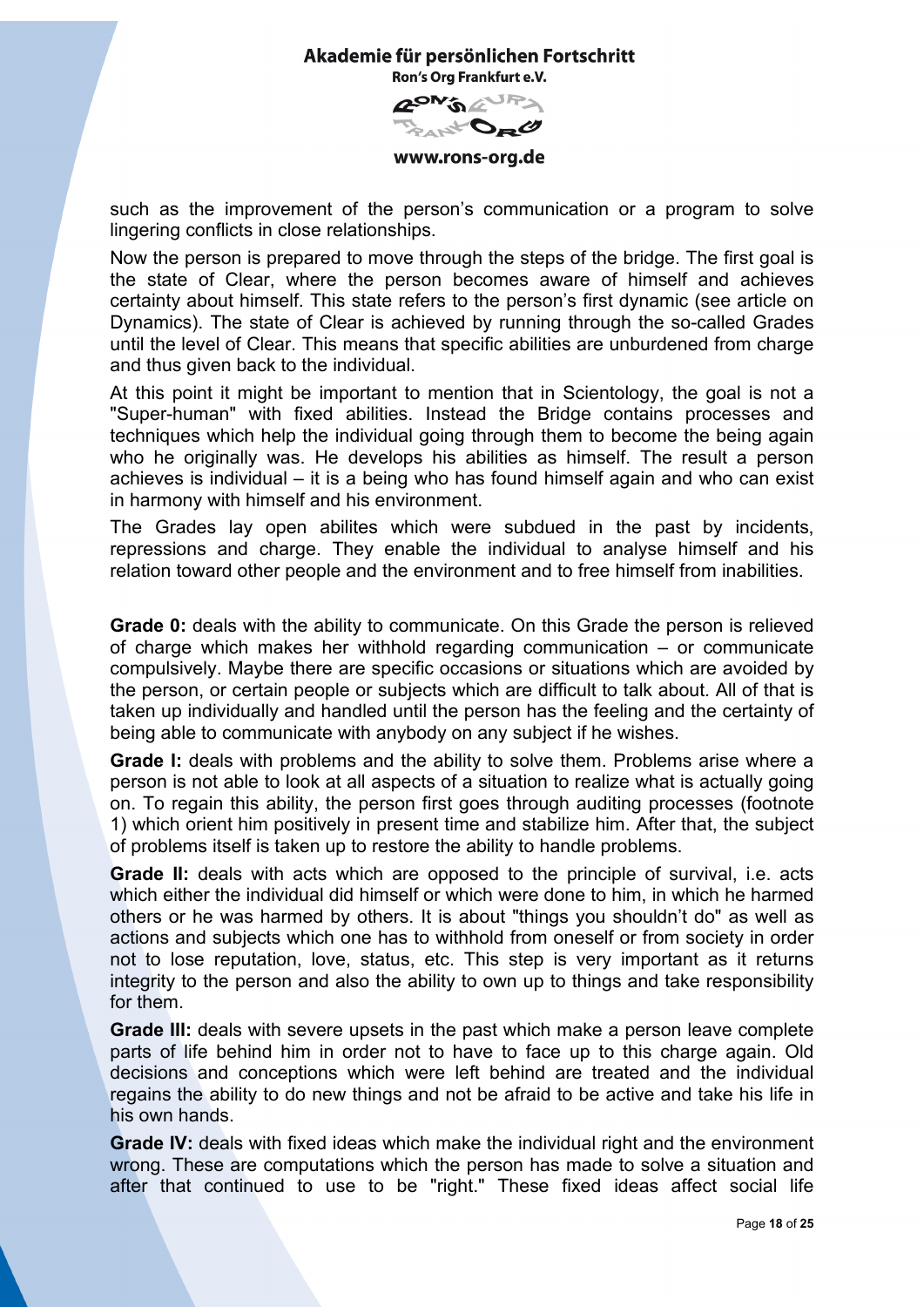such as the improvement of the person's communication or a program to solve lingering conflicts in close relationships.

Now the person is prepared to move through the steps of the bridge. The first goal is the state of Clear, where the person becomes aware of himself and achieves certainty about himself. This state refers to the person's first dynamic (see article on Dynamics). The state of Clear is achieved by running through the so-called Grades until the level of Clear. This means that specific abilities are unburdened from charge and thus given back to the individual.

At this point it might be important to mention that in Scientology, the goal is not a "Super-human" with fixed abilities. Instead the Bridge contains processes and techniques which help the individual going through them to become the being again who he originally was. He develops his abilities as himself. The result a person achieves is individual – it is a being who has found himself again and who can exist in harmony with himself and his environment.

The Grades lay open abilites which were subdued in the past by incidents, repressions and charge. They enable the individual to analyse himself and his relation toward other people and the environment and to free himself from inabilities.

**Grade 0:** deals with the ability to communicate. On this Grade the person is relieved of charge which makes her withhold regarding communication – or communicate compulsively. Maybe there are specific occasions or situations which are avoided by the person, or certain people or subjects which are difficult to talk about. All of that is taken up individually and handled until the person has the feeling and the certainty of being able to communicate with anybody on any subject if he wishes.

**Grade I:** deals with problems and the ability to solve them. Problems arise where a person is not able to look at all aspects of a situation to realize what is actually going on. To regain this ability, the person first goes through auditing processes (footnote 1) which orient him positively in present time and stabilize him. After that, the subject of problems itself is taken up to restore the ability to handle problems.

**Grade II:** deals with acts which are opposed to the principle of survival, i.e. acts which either the individual did himself or which were done to him, in which he harmed others or he was harmed by others. It is about "things you shouldn't do" as well as actions and subjects which one has to withhold from oneself or from society in order not to lose reputation, love, status, etc. This step is very important as it returns integrity to the person and also the ability to own up to things and take responsibility for them.

**Grade III:** deals with severe upsets in the past which make a person leave complete parts of life behind him in order not to have to face up to this charge again. Old decisions and conceptions which were left behind are treated and the individual regains the ability to do new things and not be afraid to be active and take his life in his own hands.

**Grade IV:** deals with fixed ideas which make the individual right and the environment wrong. These are computations which the person has made to solve a situation and after that continued to use to be "right." These fixed ideas affect social life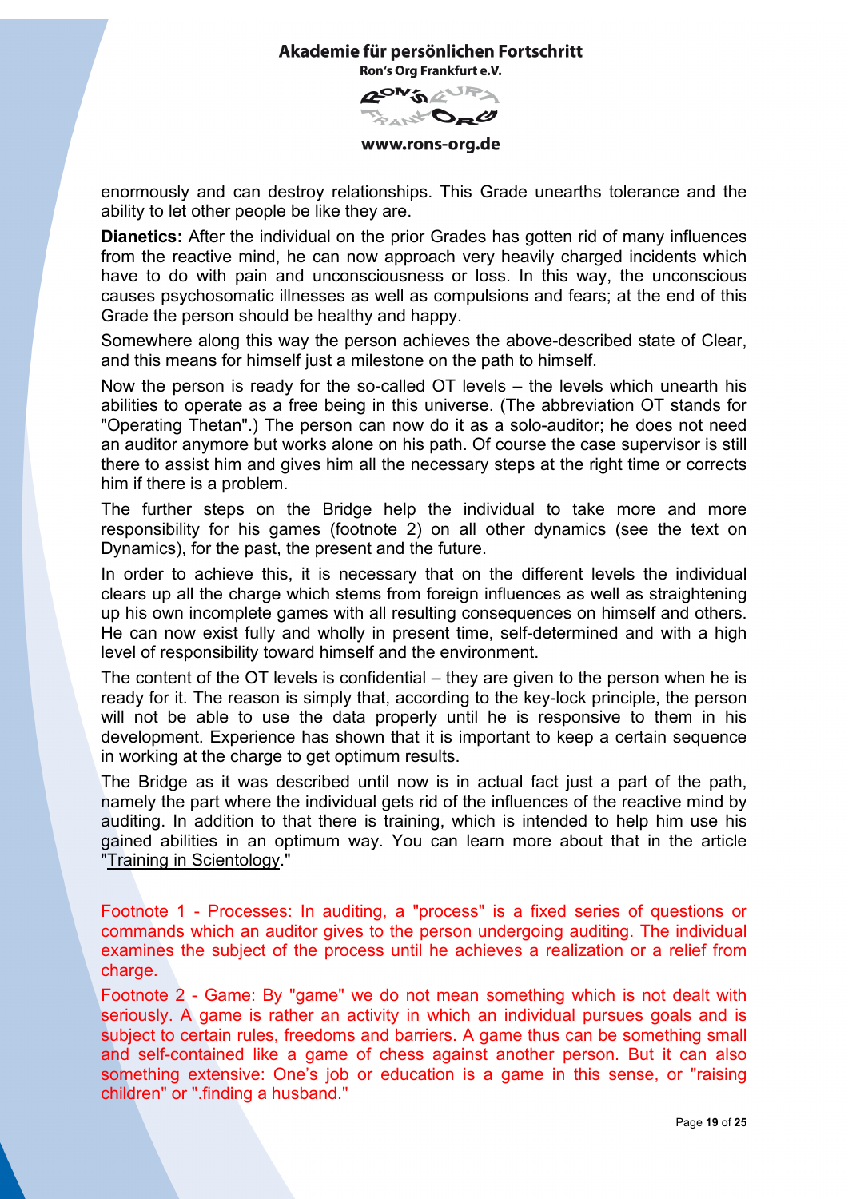enormously and can destroy relationships. This Grade unearths tolerance and the ability to let other people be like they are.

**Dianetics:** After the individual on the prior Grades has gotten rid of many influences from the reactive mind, he can now approach very heavily charged incidents which have to do with pain and unconsciousness or loss. In this way, the unconscious causes psychosomatic illnesses as well as compulsions and fears; at the end of this Grade the person should be healthy and happy.

Somewhere along this way the person achieves the above-described state of Clear, and this means for himself just a milestone on the path to himself.

Now the person is ready for the so-called OT levels – the levels which unearth his abilities to operate as a free being in this universe. (The abbreviation OT stands for "Operating Thetan".) The person can now do it as a solo-auditor; he does not need an auditor anymore but works alone on his path. Of course the case supervisor is still there to assist him and gives him all the necessary steps at the right time or corrects him if there is a problem.

The further steps on the Bridge help the individual to take more and more responsibility for his games (footnote 2) on all other dynamics (see the text on Dynamics), for the past, the present and the future.

In order to achieve this, it is necessary that on the different levels the individual clears up all the charge which stems from foreign influences as well as straightening up his own incomplete games with all resulting consequences on himself and others. He can now exist fully and wholly in present time, self-determined and with a high level of responsibility toward himself and the environment.

The content of the OT levels is confidential – they are given to the person when he is ready for it. The reason is simply that, according to the key-lock principle, the person will not be able to use the data properly until he is responsive to them in his development. Experience has shown that it is important to keep a certain sequence in working at the charge to get optimum results.

The Bridge as it was described until now is in actual fact just a part of the path, namely the part where the individual gets rid of the influences of the reactive mind by auditing. In addition to that there is training, which is intended to help him use his gained abilities in an optimum way. You can learn more about that in the article "Training in Scientology."

Footnote 1 - Processes: In auditing, a "process" is a fixed series of questions or commands which an auditor gives to the person undergoing auditing. The individual examines the subject of the process until he achieves a realization or a relief from charge.

Footnote 2 - Game: By "game" we do not mean something which is not dealt with seriously. A game is rather an activity in which an individual pursues goals and is subject to certain rules, freedoms and barriers. A game thus can be something small and self-contained like a game of chess against another person. But it can also something extensive: One's job or education is a game in this sense, or "raising children" or ".finding a husband."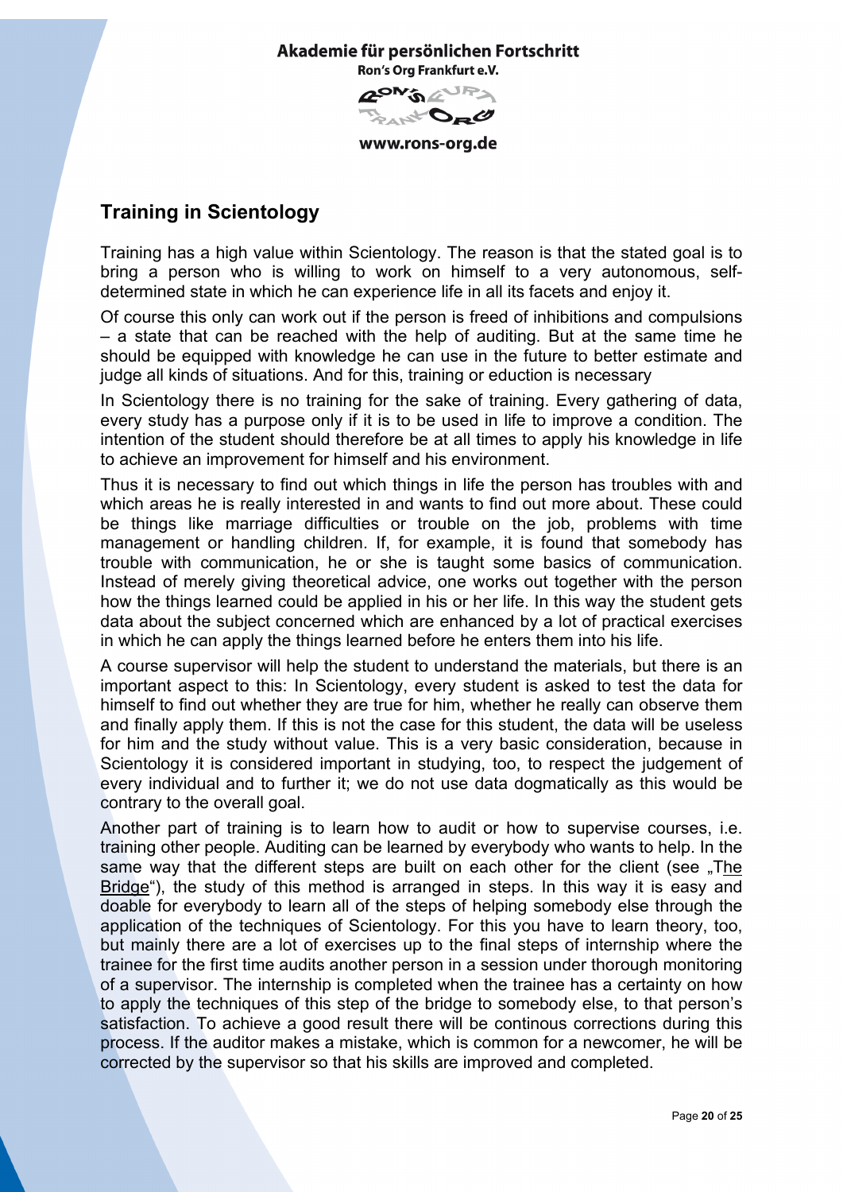## Training in Scientology

Training has a high value within Scientology. The reason is that the stated goal is to bring a person who is willing to work on himself to a very autonomous, self-determined state in which he can experience life in all its facets and enjoy it.

Of course this only can work out if the person is freed of inhibitions and compulsions – a state that can be reached with the help of auditing. But at the same time he should be equipped with knowledge he can use in the future to better estimate and judge all kinds of situations. And for this, training or eduction is necessary

In Scientology there is no training for the sake of training. Every gathering of data, every study has a purpose only if it is to be used in life to improve a condition. The intention of the student should therefore be at all times to apply his knowledge in life to achieve an improvement for himself and his environment.

Thus it is necessary to find out which things in life the person has troubles with and which areas he is really interested in and wants to find out more about. These could be things like marriage difficulties or trouble on the job, problems with time management or handling children. If, for example, it is found that somebody has trouble with communication, he or she is taught some basics of communication. Instead of merely giving theoretical advice, one works out together with the person how the things learned could be applied in his or her life. In this way the student gets data about the subject concerned which are enhanced by a lot of practical exercises in which he can apply the things learned before he enters them into his life.

A course supervisor will help the student to understand the materials, but there is an important aspect to this: In Scientology, every student is asked to test the data for himself to find out whether they are true for him, whether he really can observe them and finally apply them. If this is not the case for this student, the data will be useless for him and the study without value. This is a very basic consideration, because in Scientology it is considered important in studying, too, to respect the judgement of every individual and to further it; we do not use data dogmatically as this would be contrary to the overall goal.

Another part of training is to learn how to audit or how to supervise courses, i.e. training other people. Auditing can be learned by everybody who wants to help. In the same way that the different steps are built on each other for the client (see „The Bridge“), the study of this method is arranged in steps. In this way it is easy and doable for everybody to learn all of the steps of helping somebody else through the application of the techniques of Scientology. For this you have to learn theory, too, but mainly there are a lot of exercises up to the final steps of internship where the trainee for the first time audits another person in a session under thorough monitoring of a supervisor. The internship is completed when the trainee has a certainty on how to apply the techniques of this step of the bridge to somebody else, to that person's satisfaction. To achieve a good result there will be continous corrections during this process. If the auditor makes a mistake, which is common for a newcomer, he will be corrected by the supervisor so that his skills are improved and completed.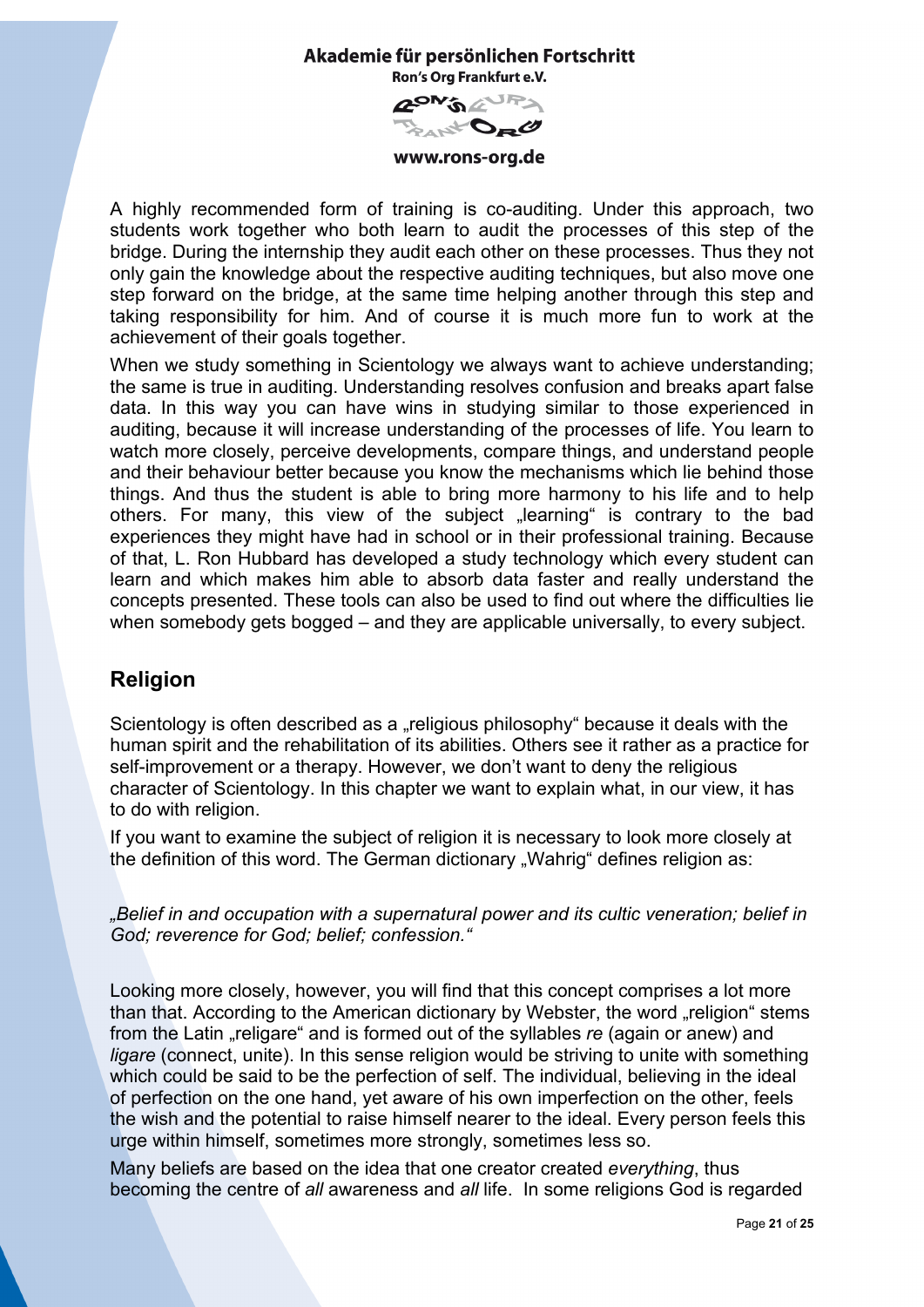A highly recommended form of training is co-auditing. Under this approach, two students work together who both learn to audit the processes of this step of the bridge. During the internship they audit each other on these processes. Thus they not only gain the knowledge about the respective auditing techniques, but also move one step forward on the bridge, at the same time helping another through this step and taking responsibility for him. And of course it is much more fun to work at the achievement of their goals together.

When we study something in Scientology we always want to achieve understanding; the same is true in auditing. Understanding resolves confusion and breaks apart false data. In this way you can have wins in studying similar to those experienced in auditing, because it will increase understanding of the processes of life. You learn to watch more closely, perceive developments, compare things, and understand people and their behaviour better because you know the mechanisms which lie behind those things. And thus the student is able to bring more harmony to his life and to help others. For many, this view of the subject „learning“ is contrary to the bad experiences they might have had in school or in their professional training. Because of that, L. Ron Hubbard has developed a study technology which every student can learn and which makes him able to absorb data faster and really understand the concepts presented. These tools can also be used to find out where the difficulties lie when somebody gets bogged – and they are applicable universally, to every subject.

## Religion

Scientology is often described as a „religious philosophy“ because it deals with the human spirit and the rehabilitation of its abilities. Others see it rather as a practice for self-improvement or a therapy. However, we don't want to deny the religious character of Scientology. In this chapter we want to explain what, in our view, it has to do with religion.

If you want to examine the subject of religion it is necessary to look more closely at the definition of this word. The German dictionary „Wahrig“ defines religion as:

*„Belief in and occupation with a supernatural power and its cultic veneration; belief in God; reverence for God; belief; confession.“*

Looking more closely, however, you will find that this concept comprises a lot more than that. According to the American dictionary by Webster, the word „religion“ stems from the Latin „religare“ and is formed out of the syllables *re* (again or anew) and *ligare* (connect, unite). In this sense religion would be striving to unite with something which could be said to be the perfection of self. The individual, believing in the ideal of perfection on the one hand, yet aware of his own imperfection on the other, feels the wish and the potential to raise himself nearer to the ideal. Every person feels this urge within himself, sometimes more strongly, sometimes less so.

Many beliefs are based on the idea that one creator created *everything*, thus becoming the centre of *all* awareness and *all* life. In some religions God is regarded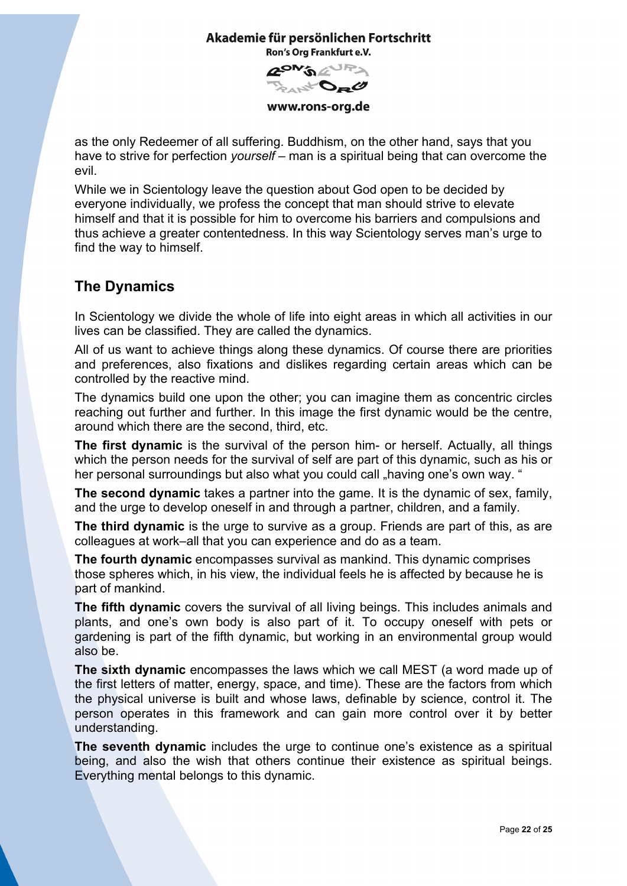as the only Redeemer of all suffering. Buddhism, on the other hand, says that you have to strive for perfection *yourself* – man is a spiritual being that can overcome the evil.

While we in Scientology leave the question about God open to be decided by everyone individually, we profess the concept that man should strive to elevate himself and that it is possible for him to overcome his barriers and compulsions and thus achieve a greater contentedness. In this way Scientology serves man's urge to find the way to himself.

## The Dynamics

In Scientology we divide the whole of life into eight areas in which all activities in our lives can be classified. They are called the dynamics.

All of us want to achieve things along these dynamics. Of course there are priorities and preferences, also fixations and dislikes regarding certain areas which can be controlled by the reactive mind.

The dynamics build one upon the other; you can imagine them as concentric circles reaching out further and further. In this image the first dynamic would be the centre, around which there are the second, third, etc.

**The first dynamic** is the survival of the person him- or herself. Actually, all things which the person needs for the survival of self are part of this dynamic, such as his or her personal surroundings but also what you could call „having one's own way. "

**The second dynamic** takes a partner into the game. It is the dynamic of sex, family, and the urge to develop oneself in and through a partner, children, and a family.

**The third dynamic** is the urge to survive as a group. Friends are part of this, as are colleagues at work–all that you can experience and do as a team.

**The fourth dynamic** encompasses survival as mankind. This dynamic comprises those spheres which, in his view, the individual feels he is affected by because he is part of mankind.

**The fifth dynamic** covers the survival of all living beings. This includes animals and plants, and one's own body is also part of it. To occupy oneself with pets or gardening is part of the fifth dynamic, but working in an environmental group would also be.

**The sixth dynamic** encompasses the laws which we call MEST (a word made up of the first letters of matter, energy, space, and time). These are the factors from which the physical universe is built and whose laws, definable by science, control it. The person operates in this framework and can gain more control over it by better understanding.

**The seventh dynamic** includes the urge to continue one's existence as a spiritual being, and also the wish that others continue their existence as spiritual beings. Everything mental belongs to this dynamic.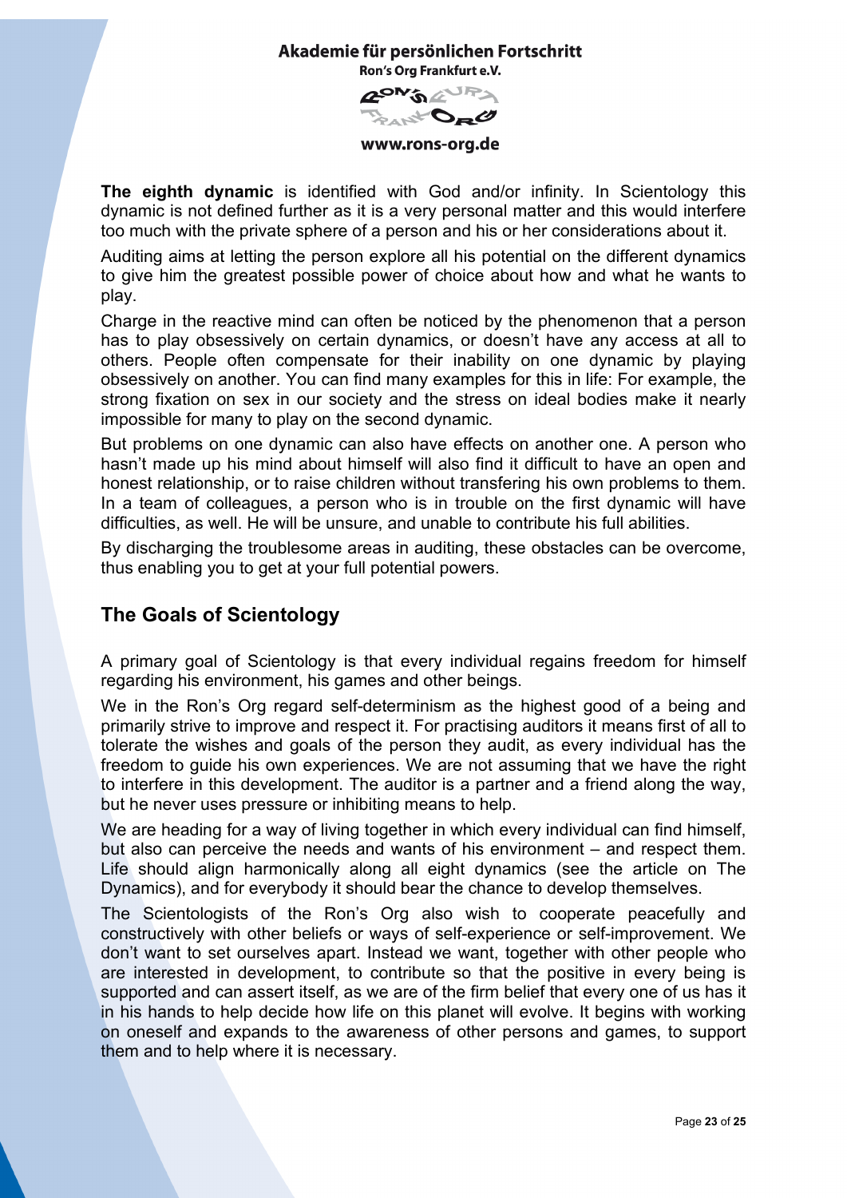**The eighth dynamic** is identified with God and/or infinity. In Scientology this dynamic is not defined further as it is a very personal matter and this would interfere too much with the private sphere of a person and his or her considerations about it.

Auditing aims at letting the person explore all his potential on the different dynamics to give him the greatest possible power of choice about how and what he wants to play.

Charge in the reactive mind can often be noticed by the phenomenon that a person has to play obsessively on certain dynamics, or doesn't have any access at all to others. People often compensate for their inability on one dynamic by playing obsessively on another. You can find many examples for this in life: For example, the strong fixation on sex in our society and the stress on ideal bodies make it nearly impossible for many to play on the second dynamic.

But problems on one dynamic can also have effects on another one. A person who hasn't made up his mind about himself will also find it difficult to have an open and honest relationship, or to raise children without transfering his own problems to them. In a team of colleagues, a person who is in trouble on the first dynamic will have difficulties, as well. He will be unsure, and unable to contribute his full abilities.

By discharging the troublesome areas in auditing, these obstacles can be overcome, thus enabling you to get at your full potential powers.

## The Goals of Scientology

A primary goal of Scientology is that every individual regains freedom for himself regarding his environment, his games and other beings.

We in the Ron's Org regard self-determinism as the highest good of a being and primarily strive to improve and respect it. For practising auditors it means first of all to tolerate the wishes and goals of the person they audit, as every individual has the freedom to guide his own experiences. We are not assuming that we have the right to interfere in this development. The auditor is a partner and a friend along the way, but he never uses pressure or inhibiting means to help.

We are heading for a way of living together in which every individual can find himself, but also can perceive the needs and wants of his environment – and respect them. Life should align harmonically along all eight dynamics (see the article on The Dynamics), and for everybody it should bear the chance to develop themselves.

The Scientologists of the Ron's Org also wish to cooperate peacefully and constructively with other beliefs or ways of self-experience or self-improvement. We don't want to set ourselves apart. Instead we want, together with other people who are interested in development, to contribute so that the positive in every being is supported and can assert itself, as we are of the firm belief that every one of us has it in his hands to help decide how life on this planet will evolve. It begins with working on oneself and expands to the awareness of other persons and games, to support them and to help where it is necessary.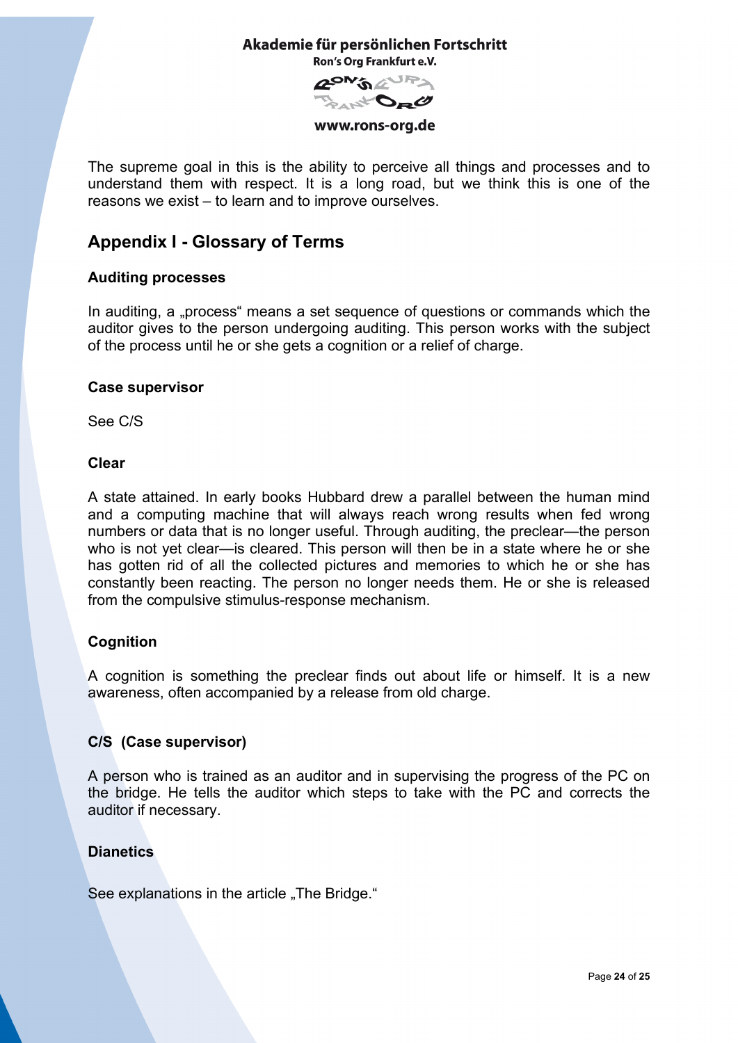The supreme goal in this is the ability to perceive all things and processes and to understand them with respect. It is a long road, but we think this is one of the reasons we exist – to learn and to improve ourselves.

## Appendix I - Glossary of Terms

### Auditing processes

In auditing, a „process" means a set sequence of questions or commands which the auditor gives to the person undergoing auditing. This person works with the subject of the process until he or she gets a cognition or a relief of charge.

### Case supervisor

See C/S

### Clear

A state attained. In early books Hubbard drew a parallel between the human mind and a computing machine that will always reach wrong results when fed wrong numbers or data that is no longer useful. Through auditing, the preclear—the person who is not yet clear—is cleared. This person will then be in a state where he or she has gotten rid of all the collected pictures and memories to which he or she has constantly been reacting. The person no longer needs them. He or she is released from the compulsive stimulus-response mechanism.

### Cognition

A cognition is something the preclear finds out about life or himself. It is a new awareness, often accompanied by a release from old charge.

### C/S (Case supervisor)

A person who is trained as an auditor and in supervising the progress of the PC on the bridge. He tells the auditor which steps to take with the PC and corrects the auditor if necessary.

### Dianetics

See explanations in the article „The Bridge."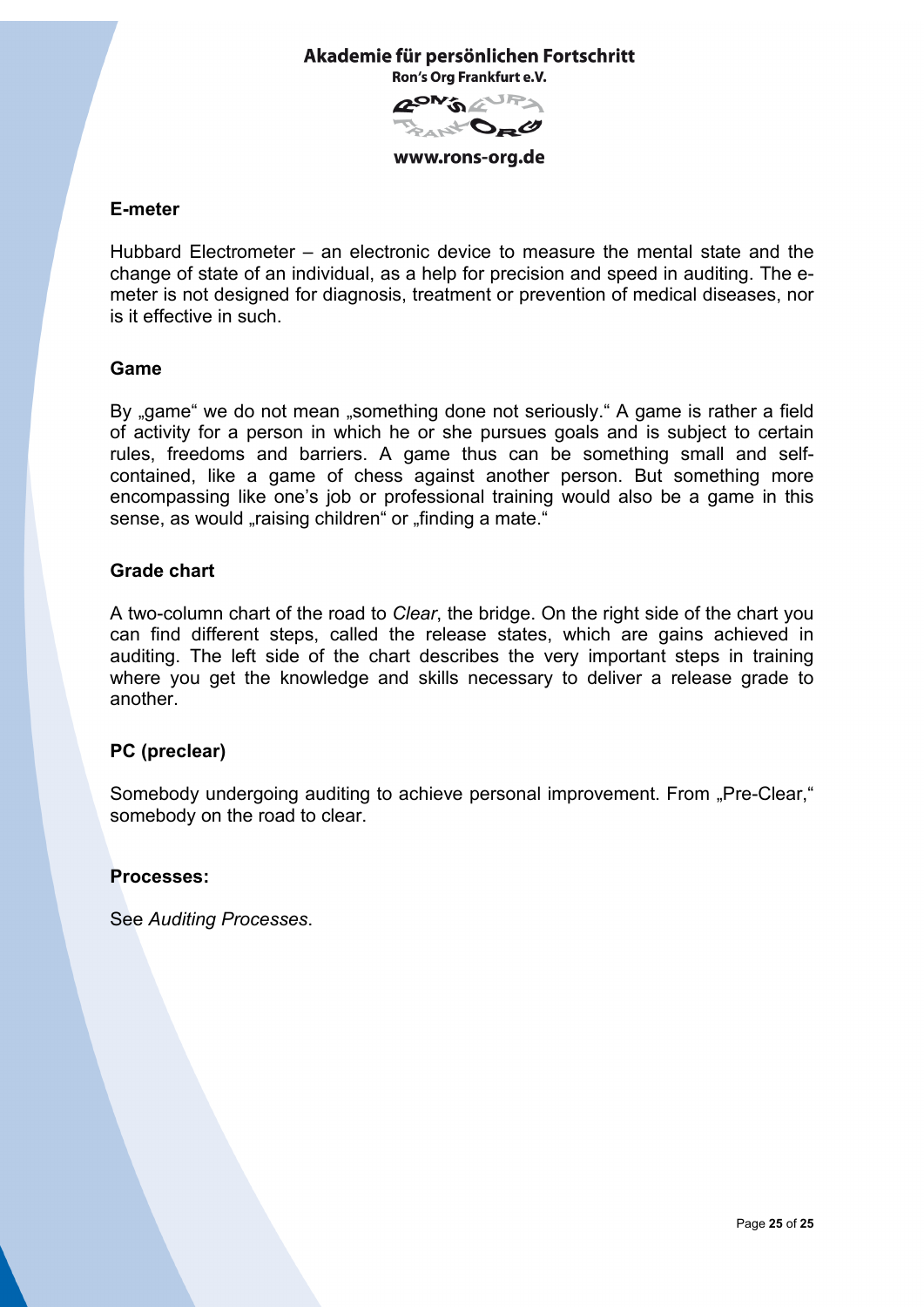**E-meter**

Hubbard Electrometer – an electronic device to measure the mental state and the change of state of an individual, as a help for precision and speed in auditing. The e-meter is not designed for diagnosis, treatment or prevention of medical diseases, nor is it effective in such.

**Game**

By „game" we do not mean „something done not seriously." A game is rather a field of activity for a person in which he or she pursues goals and is subject to certain rules, freedoms and barriers. A game thus can be something small and self-contained, like a game of chess against another person. But something more encompassing like one's job or professional training would also be a game in this sense, as would „raising children" or „finding a mate."

**Grade chart**

A two-column chart of the road to *Clear*, the bridge. On the right side of the chart you can find different steps, called the release states, which are gains achieved in auditing. The left side of the chart describes the very important steps in training where you get the knowledge and skills necessary to deliver a release grade to another.

**PC (preclear)**

Somebody undergoing auditing to achieve personal improvement. From „Pre-Clear," somebody on the road to clear.

**Processes:**

See *Auditing Processes*.